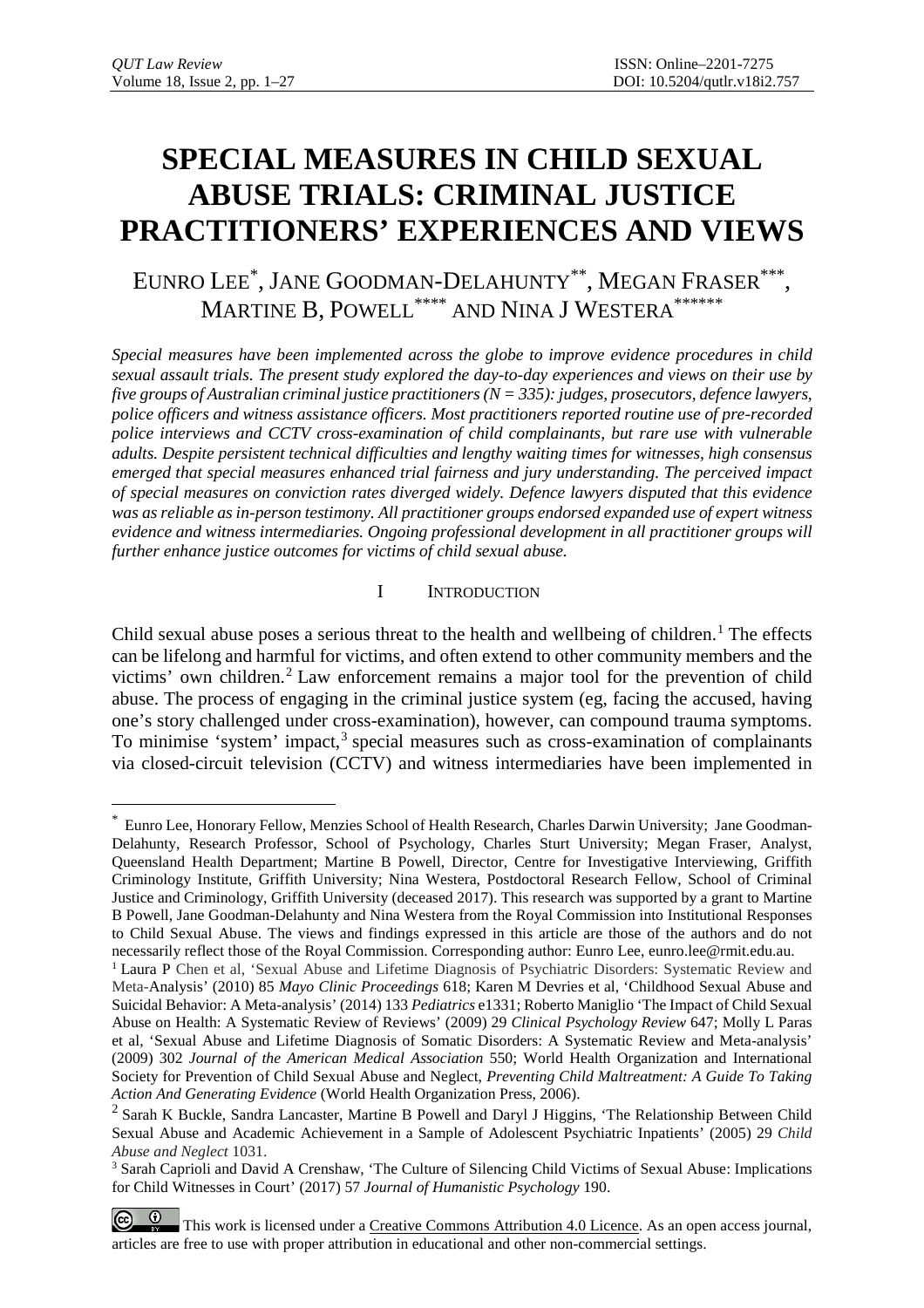# SPECIAL MEASURES IN CHILD SEXUAL ABUSE TRIALS: CRIMINAL JUSTICE PRACTITIONERS' EXPERIENCES AND VIEWS

EUNRO LEE[*], JANE GOODMAN-DELAHUNTY[**], MEGAN FRASER[***], MARTINE B, POWELL[****] AND NINA J WESTERA[******]

*Special measures have been implemented across the globe to improve evidence procedures in child sexual assault trials. The present study explored the day-to-day experiences and views on their use by five groups of Australian criminal justice practitioners (N = 335): judges, prosecutors, defence lawyers, police officers and witness assistance officers. Most practitioners reported routine use of pre-recorded police interviews and CCTV cross-examination of child complainants, but rare use with vulnerable adults. Despite persistent technical difficulties and lengthy waiting times for witnesses, high consensus emerged that special measures enhanced trial fairness and jury understanding. The perceived impact of special measures on conviction rates diverged widely. Defence lawyers disputed that this evidence was as reliable as in-person testimony. All practitioner groups endorsed expanded use of expert witness evidence and witness intermediaries. Ongoing professional development in all practitioner groups will further enhance justice outcomes for victims of child sexual abuse.*

## I INTRODUCTION

Child sexual abuse poses a serious threat to the health and wellbeing of children.[1] The effects can be lifelong and harmful for victims, and often extend to other community members and the victims' own children.[2] Law enforcement remains a major tool for the prevention of child abuse. The process of engaging in the criminal justice system (eg, facing the accused, having one's story challenged under cross-examination), however, can compound trauma symptoms. To minimise 'system' impact,[3] special measures such as cross-examination of complainants via closed-circuit television (CCTV) and witness intermediaries have been implemented in

---

[*] Eunro Lee, Honorary Fellow, Menzies School of Health Research, Charles Darwin University; Jane Goodman-Delahunty, Research Professor, School of Psychology, Charles Sturt University; Megan Fraser, Analyst, Queensland Health Department; Martine B Powell, Director, Centre for Investigative Interviewing, Griffith Criminology Institute, Griffith University; Nina Westera, Postdoctoral Research Fellow, School of Criminal Justice and Criminology, Griffith University (deceased 2017). This research was supported by a grant to Martine B Powell, Jane Goodman-Delahunty and Nina Westera from the Royal Commission into Institutional Responses to Child Sexual Abuse. The views and findings expressed in this article are those of the authors and do not necessarily reflect those of the Royal Commission. Corresponding author: Eunro Lee, eunro.lee@rmit.edu.au.

[1] Laura P Chen et al, 'Sexual Abuse and Lifetime Diagnosis of Psychiatric Disorders: Systematic Review and Meta-Analysis' (2010) 85 *Mayo Clinic Proceedings* 618; Karen M Devries et al, 'Childhood Sexual Abuse and Suicidal Behavior: A Meta-analysis' (2014) 133 *Pediatrics* e1331; Roberto Maniglio 'The Impact of Child Sexual Abuse on Health: A Systematic Review of Reviews' (2009) 29 *Clinical Psychology Review* 647; Molly L Paras et al, 'Sexual Abuse and Lifetime Diagnosis of Somatic Disorders: A Systematic Review and Meta-analysis' (2009) 302 *Journal of the American Medical Association* 550; World Health Organization and International Society for Prevention of Child Sexual Abuse and Neglect, *Preventing Child Maltreatment: A Guide To Taking Action And Generating Evidence* (World Health Organization Press, 2006).

[2] Sarah K Buckle, Sandra Lancaster, Martine B Powell and Daryl J Higgins, 'The Relationship Between Child Sexual Abuse and Academic Achievement in a Sample of Adolescent Psychiatric Inpatients' (2005) 29 *Child Abuse and Neglect* 1031.

[3] Sarah Caprioli and David A Crenshaw, 'The Culture of Silencing Child Victims of Sexual Abuse: Implications for Child Witnesses in Court' (2017) 57 *Journal of Humanistic Psychology* 190.

This work is licensed under a Creative Commons Attribution 4.0 Licence. As an open access journal, articles are free to use with proper attribution in educational and other non-commercial settings.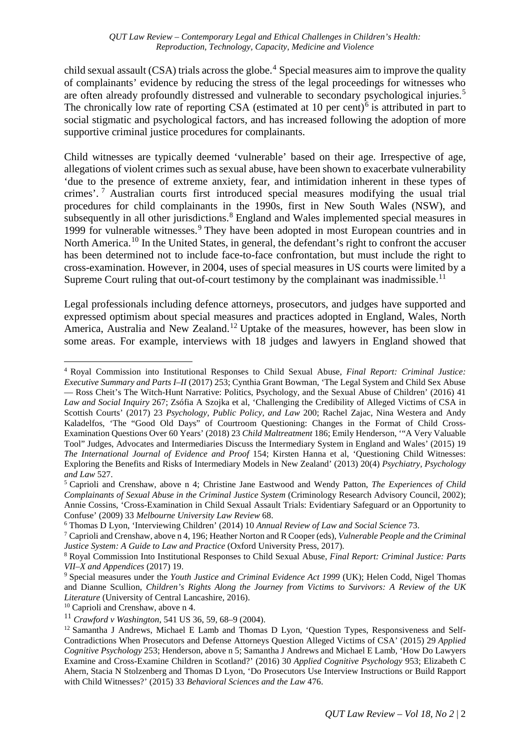child sexual assault (CSA) trials across the globe.[4] Special measures aim to improve the quality of complainants' evidence by reducing the stress of the legal proceedings for witnesses who are often already profoundly distressed and vulnerable to secondary psychological injuries.[5] The chronically low rate of reporting CSA (estimated at 10 per cent)[6] is attributed in part to social stigmatic and psychological factors, and has increased following the adoption of more supportive criminal justice procedures for complainants.

Child witnesses are typically deemed 'vulnerable' based on their age. Irrespective of age, allegations of violent crimes such as sexual abuse, have been shown to exacerbate vulnerability 'due to the presence of extreme anxiety, fear, and intimidation inherent in these types of crimes'.[7] Australian courts first introduced special measures modifying the usual trial procedures for child complainants in the 1990s, first in New South Wales (NSW), and subsequently in all other jurisdictions.[8] England and Wales implemented special measures in 1999 for vulnerable witnesses.[9] They have been adopted in most European countries and in North America.[10] In the United States, in general, the defendant's right to confront the accuser has been determined not to include face-to-face confrontation, but must include the right to cross-examination. However, in 2004, uses of special measures in US courts were limited by a Supreme Court ruling that out-of-court testimony by the complainant was inadmissible.[11]

Legal professionals including defence attorneys, prosecutors, and judges have supported and expressed optimism about special measures and practices adopted in England, Wales, North America, Australia and New Zealand.[12] Uptake of the measures, however, has been slow in some areas. For example, interviews with 18 judges and lawyers in England showed that

---

[4] Royal Commission into Institutional Responses to Child Sexual Abuse, *Final Report: Criminal Justice: Executive Summary and Parts I–II* (2017) 253; Cynthia Grant Bowman, 'The Legal System and Child Sex Abuse — Ross Cheit's The Witch-Hunt Narrative: Politics, Psychology, and the Sexual Abuse of Children' (2016) 41 *Law and Social Inquiry* 267; Zsófia A Szojka et al, 'Challenging the Credibility of Alleged Victims of CSA in Scottish Courts' (2017) 23 *Psychology, Public Policy, and Law* 200; Rachel Zajac, Nina Westera and Andy Kaladelfos, 'The "Good Old Days" of Courtroom Questioning: Changes in the Format of Child Cross-Examination Questions Over 60 Years' (2018) 23 *Child Maltreatment* 186; Emily Henderson, '"A Very Valuable Tool" Judges, Advocates and Intermediaries Discuss the Intermediary System in England and Wales' (2015) 19 *The International Journal of Evidence and Proof* 154; Kirsten Hanna et al, 'Questioning Child Witnesses: Exploring the Benefits and Risks of Intermediary Models in New Zealand' (2013) 20(4) *Psychiatry, Psychology and Law* 527.

[5] Caprioli and Crenshaw, above n 4; Christine Jane Eastwood and Wendy Patton, *The Experiences of Child Complainants of Sexual Abuse in the Criminal Justice System* (Criminology Research Advisory Council, 2002); Annie Cossins, 'Cross-Examination in Child Sexual Assault Trials: Evidentiary Safeguard or an Opportunity to Confuse' (2009) 33 *Melbourne University Law Review* 68.

[6] Thomas D Lyon, 'Interviewing Children' (2014) 10 *Annual Review of Law and Social Science* 73.

[7] Caprioli and Crenshaw, above n 4, 196; Heather Norton and R Cooper (eds), *Vulnerable People and the Criminal Justice System: A Guide to Law and Practice* (Oxford University Press, 2017).

[8] Royal Commission Into Institutional Responses to Child Sexual Abuse, *Final Report: Criminal Justice: Parts VII–X and Appendices* (2017) 19.

[9] Special measures under the *Youth Justice and Criminal Evidence Act 1999* (UK); Helen Codd, Nigel Thomas and Dianne Scullion, *Children's Rights Along the Journey from Victims to Survivors: A Review of the UK Literature* (University of Central Lancashire, 2016).

[10] Caprioli and Crenshaw, above n 4.

[11] *Crawford v Washington*, 541 US 36, 59, 68–9 (2004).

[12] Samantha J Andrews, Michael E Lamb and Thomas D Lyon, 'Question Types, Responsiveness and Self-Contradictions When Prosecutors and Defense Attorneys Question Alleged Victims of CSA' (2015) 29 *Applied Cognitive Psychology* 253; Henderson, above n 5; Samantha J Andrews and Michael E Lamb, 'How Do Lawyers Examine and Cross-Examine Children in Scotland?' (2016) 30 *Applied Cognitive Psychology* 953; Elizabeth C Ahern, Stacia N Stolzenberg and Thomas D Lyon, 'Do Prosecutors Use Interview Instructions or Build Rapport with Child Witnesses?' (2015) 33 *Behavioral Sciences and the Law* 476.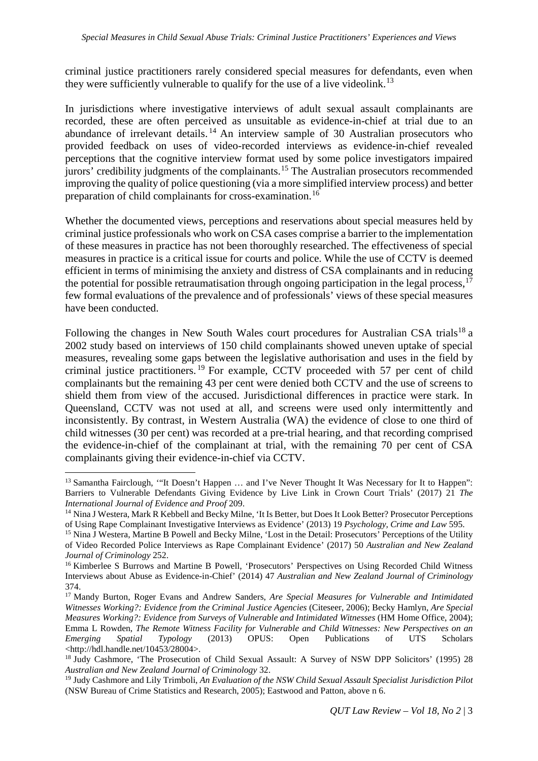criminal justice practitioners rarely considered special measures for defendants, even when they were sufficiently vulnerable to qualify for the use of a live videolink.[13]

In jurisdictions where investigative interviews of adult sexual assault complainants are recorded, these are often perceived as unsuitable as evidence-in-chief at trial due to an abundance of irrelevant details.[14] An interview sample of 30 Australian prosecutors who provided feedback on uses of video-recorded interviews as evidence-in-chief revealed perceptions that the cognitive interview format used by some police investigators impaired jurors' credibility judgments of the complainants.[15] The Australian prosecutors recommended improving the quality of police questioning (via a more simplified interview process) and better preparation of child complainants for cross-examination.[16]

Whether the documented views, perceptions and reservations about special measures held by criminal justice professionals who work on CSA cases comprise a barrier to the implementation of these measures in practice has not been thoroughly researched. The effectiveness of special measures in practice is a critical issue for courts and police. While the use of CCTV is deemed efficient in terms of minimising the anxiety and distress of CSA complainants and in reducing the potential for possible retraumatisation through ongoing participation in the legal process,[17] few formal evaluations of the prevalence and of professionals' views of these special measures have been conducted.

Following the changes in New South Wales court procedures for Australian CSA trials[18] a 2002 study based on interviews of 150 child complainants showed uneven uptake of special measures, revealing some gaps between the legislative authorisation and uses in the field by criminal justice practitioners.[19] For example, CCTV proceeded with 57 per cent of child complainants but the remaining 43 per cent were denied both CCTV and the use of screens to shield them from view of the accused. Jurisdictional differences in practice were stark. In Queensland, CCTV was not used at all, and screens were used only intermittently and inconsistently. By contrast, in Western Australia (WA) the evidence of close to one third of child witnesses (30 per cent) was recorded at a pre-trial hearing, and that recording comprised the evidence-in-chief of the complainant at trial, with the remaining 70 per cent of CSA complainants giving their evidence-in-chief via CCTV.

---

[13] Samantha Fairclough, '"It Doesn't Happen … and I've Never Thought It Was Necessary for It to Happen": Barriers to Vulnerable Defendants Giving Evidence by Live Link in Crown Court Trials' (2017) 21 *The International Journal of Evidence and Proof* 209.

[14] Nina J Westera, Mark R Kebbell and Becky Milne, 'It Is Better, but Does It Look Better? Prosecutor Perceptions of Using Rape Complainant Investigative Interviews as Evidence' (2013) 19 *Psychology, Crime and Law* 595.

[15] Nina J Westera, Martine B Powell and Becky Milne, 'Lost in the Detail: Prosecutors' Perceptions of the Utility of Video Recorded Police Interviews as Rape Complainant Evidence' (2017) 50 *Australian and New Zealand Journal of Criminology* 252.

[16] Kimberlee S Burrows and Martine B Powell, 'Prosecutors' Perspectives on Using Recorded Child Witness Interviews about Abuse as Evidence-in-Chief' (2014) 47 *Australian and New Zealand Journal of Criminology* 374.

[17] Mandy Burton, Roger Evans and Andrew Sanders, *Are Special Measures for Vulnerable and Intimidated Witnesses Working?: Evidence from the Criminal Justice Agencies* (Citeseer, 2006); Becky Hamlyn, *Are Special Measures Working?: Evidence from Surveys of Vulnerable and Intimidated Witnesses* (HM Home Office, 2004); Emma L Rowden, *The Remote Witness Facility for Vulnerable and Child Witnesses: New Perspectives on an Emerging Spatial Typology* (2013) OPUS: Open Publications of UTS Scholars <http://hdl.handle.net/10453/28004>.

[18] Judy Cashmore, 'The Prosecution of Child Sexual Assault: A Survey of NSW DPP Solicitors' (1995) 28 *Australian and New Zealand Journal of Criminology* 32.

[19] Judy Cashmore and Lily Trimboli, *An Evaluation of the NSW Child Sexual Assault Specialist Jurisdiction Pilot* (NSW Bureau of Crime Statistics and Research, 2005); Eastwood and Patton, above n 6.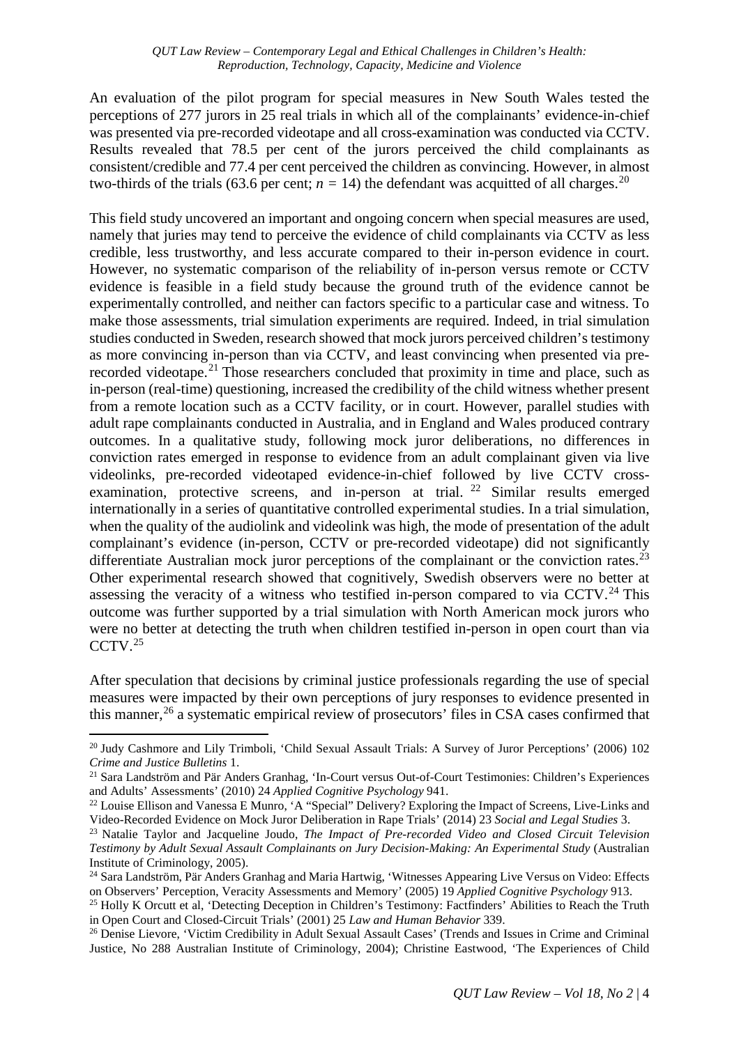An evaluation of the pilot program for special measures in New South Wales tested the perceptions of 277 jurors in 25 real trials in which all of the complainants' evidence-in-chief was presented via pre-recorded videotape and all cross-examination was conducted via CCTV. Results revealed that 78.5 per cent of the jurors perceived the child complainants as consistent/credible and 77.4 per cent perceived the children as convincing. However, in almost two-thirds of the trials (63.6 per cent; $n = 14$) the defendant was acquitted of all charges.[20]

This field study uncovered an important and ongoing concern when special measures are used, namely that juries may tend to perceive the evidence of child complainants via CCTV as less credible, less trustworthy, and less accurate compared to their in-person evidence in court. However, no systematic comparison of the reliability of in-person versus remote or CCTV evidence is feasible in a field study because the ground truth of the evidence cannot be experimentally controlled, and neither can factors specific to a particular case and witness. To make those assessments, trial simulation experiments are required. Indeed, in trial simulation studies conducted in Sweden, research showed that mock jurors perceived children's testimony as more convincing in-person than via CCTV, and least convincing when presented via pre-recorded videotape.[21] Those researchers concluded that proximity in time and place, such as in-person (real-time) questioning, increased the credibility of the child witness whether present from a remote location such as a CCTV facility, or in court. However, parallel studies with adult rape complainants conducted in Australia, and in England and Wales produced contrary outcomes. In a qualitative study, following mock juror deliberations, no differences in conviction rates emerged in response to evidence from an adult complainant given via live videolinks, pre-recorded videotaped evidence-in-chief followed by live CCTV cross-examination, protective screens, and in-person at trial.[22] Similar results emerged internationally in a series of quantitative controlled experimental studies. In a trial simulation, when the quality of the audiolink and videolink was high, the mode of presentation of the adult complainant's evidence (in-person, CCTV or pre-recorded videotape) did not significantly differentiate Australian mock juror perceptions of the complainant or the conviction rates.[23] Other experimental research showed that cognitively, Swedish observers were no better at assessing the veracity of a witness who testified in-person compared to via CCTV.[24] This outcome was further supported by a trial simulation with North American mock jurors who were no better at detecting the truth when children testified in-person in open court than via CCTV.[25]

After speculation that decisions by criminal justice professionals regarding the use of special measures were impacted by their own perceptions of jury responses to evidence presented in this manner,[26] a systematic empirical review of prosecutors' files in CSA cases confirmed that

---

[20] Judy Cashmore and Lily Trimboli, 'Child Sexual Assault Trials: A Survey of Juror Perceptions' (2006) 102 *Crime and Justice Bulletins* 1.

[21] Sara Landström and Pär Anders Granhag, 'In-Court versus Out-of-Court Testimonies: Children's Experiences and Adults' Assessments' (2010) 24 *Applied Cognitive Psychology* 941.

[22] Louise Ellison and Vanessa E Munro, 'A "Special" Delivery? Exploring the Impact of Screens, Live-Links and Video-Recorded Evidence on Mock Juror Deliberation in Rape Trials' (2014) 23 *Social and Legal Studies* 3.

[23] Natalie Taylor and Jacqueline Joudo, *The Impact of Pre-recorded Video and Closed Circuit Television Testimony by Adult Sexual Assault Complainants on Jury Decision-Making: An Experimental Study* (Australian Institute of Criminology, 2005).

[24] Sara Landström, Pär Anders Granhag and Maria Hartwig, 'Witnesses Appearing Live Versus on Video: Effects on Observers' Perception, Veracity Assessments and Memory' (2005) 19 *Applied Cognitive Psychology* 913.

[25] Holly K Orcutt et al, 'Detecting Deception in Children's Testimony: Factfinders' Abilities to Reach the Truth in Open Court and Closed-Circuit Trials' (2001) 25 *Law and Human Behavior* 339.

[26] Denise Lievore, 'Victim Credibility in Adult Sexual Assault Cases' (Trends and Issues in Crime and Criminal Justice, No 288 Australian Institute of Criminology, 2004); Christine Eastwood, 'The Experiences of Child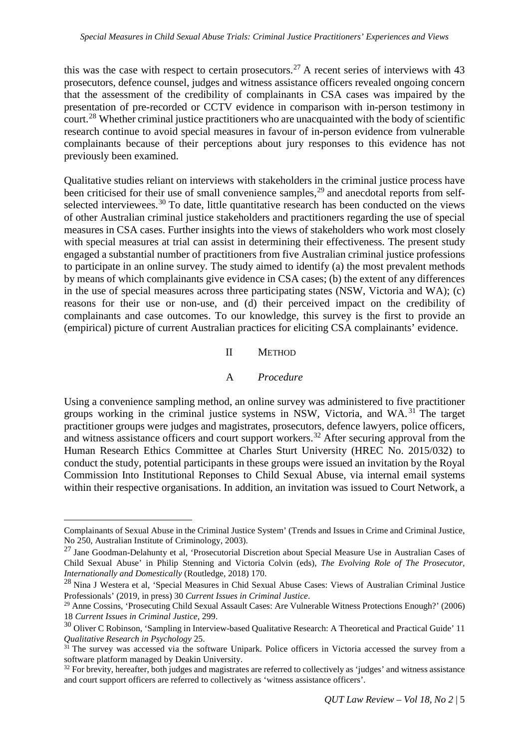this was the case with respect to certain prosecutors.[27] A recent series of interviews with 43 prosecutors, defence counsel, judges and witness assistance officers revealed ongoing concern that the assessment of the credibility of complainants in CSA cases was impaired by the presentation of pre-recorded or CCTV evidence in comparison with in-person testimony in court.[28] Whether criminal justice practitioners who are unacquainted with the body of scientific research continue to avoid special measures in favour of in-person evidence from vulnerable complainants because of their perceptions about jury responses to this evidence has not previously been examined.

Qualitative studies reliant on interviews with stakeholders in the criminal justice process have been criticised for their use of small convenience samples,[29] and anecdotal reports from self-selected interviewees.[30] To date, little quantitative research has been conducted on the views of other Australian criminal justice stakeholders and practitioners regarding the use of special measures in CSA cases. Further insights into the views of stakeholders who work most closely with special measures at trial can assist in determining their effectiveness. The present study engaged a substantial number of practitioners from five Australian criminal justice professions to participate in an online survey. The study aimed to identify (a) the most prevalent methods by means of which complainants give evidence in CSA cases; (b) the extent of any differences in the use of special measures across three participating states (NSW, Victoria and WA); (c) reasons for their use or non-use, and (d) their perceived impact on the credibility of complainants and case outcomes. To our knowledge, this survey is the first to provide an (empirical) picture of current Australian practices for eliciting CSA complainants' evidence.

## II Method

### A *Procedure*

Using a convenience sampling method, an online survey was administered to five practitioner groups working in the criminal justice systems in NSW, Victoria, and WA.[31] The target practitioner groups were judges and magistrates, prosecutors, defence lawyers, police officers, and witness assistance officers and court support workers.[32] After securing approval from the Human Research Ethics Committee at Charles Sturt University (HREC No. 2015/032) to conduct the study, potential participants in these groups were issued an invitation by the Royal Commission Into Institutional Reponses to Child Sexual Abuse, via internal email systems within their respective organisations. In addition, an invitation was issued to Court Network, a

---

Complainants of Sexual Abuse in the Criminal Justice System' (Trends and Issues in Crime and Criminal Justice, No 250, Australian Institute of Criminology, 2003).

[27] Jane Goodman-Delahunty et al, 'Prosecutorial Discretion about Special Measure Use in Australian Cases of Child Sexual Abuse' in Philip Stenning and Victoria Colvin (eds), *The Evolving Role of The Prosecutor, Internationally and Domestically* (Routledge, 2018) 170.

[28] Nina J Westera et al, 'Special Measures in Chid Sexual Abuse Cases: Views of Australian Criminal Justice Professionals' (2019, in press) 30 *Current Issues in Criminal Justice*.

[29] Anne Cossins, 'Prosecuting Child Sexual Assault Cases: Are Vulnerable Witness Protections Enough?' (2006) 18 *Current Issues in Criminal Justice*, 299.

[30] Oliver C Robinson, 'Sampling in Interview-based Qualitative Research: A Theoretical and Practical Guide' 11 *Qualitative Research in Psychology* 25.

[31] The survey was accessed via the software Unipark. Police officers in Victoria accessed the survey from a software platform managed by Deakin University.

[32] For brevity, hereafter, both judges and magistrates are referred to collectively as 'judges' and witness assistance and court support officers are referred to collectively as 'witness assistance officers'.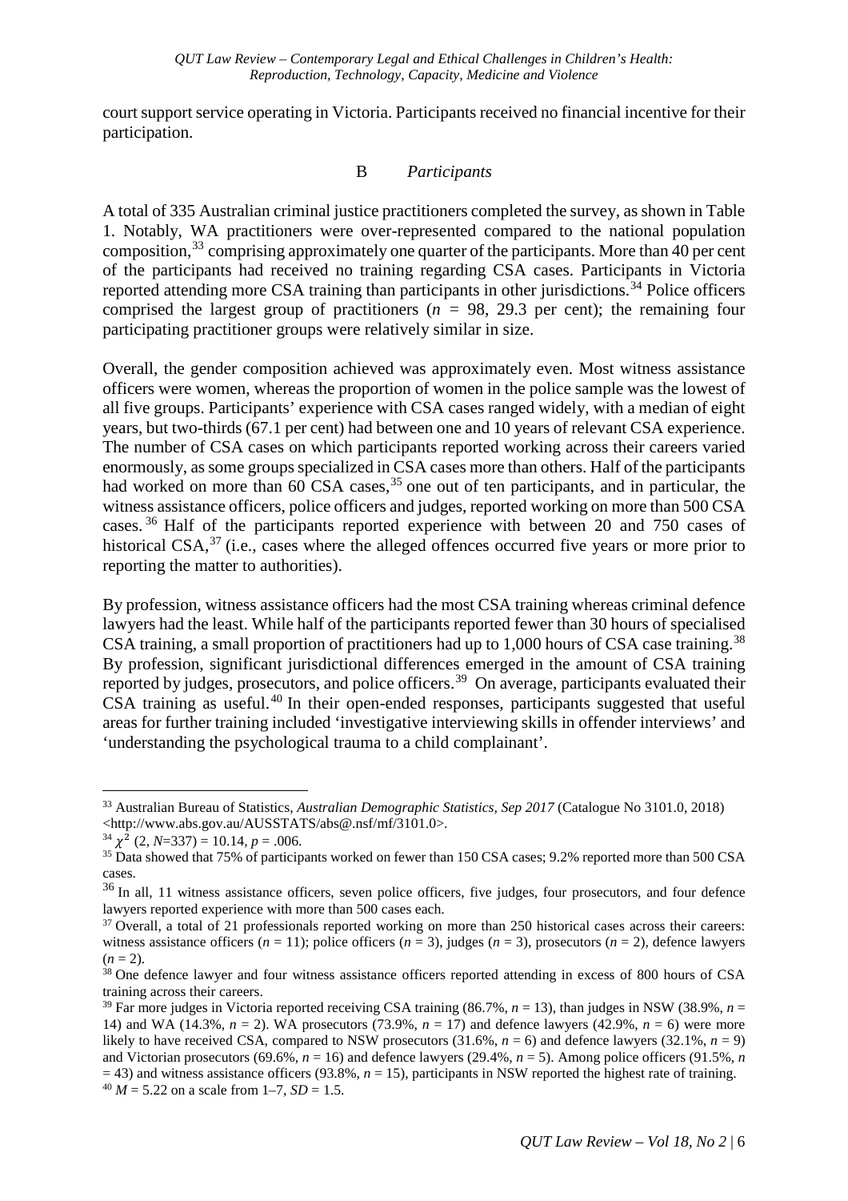court support service operating in Victoria. Participants received no financial incentive for their participation.

### B *Participants*

A total of 335 Australian criminal justice practitioners completed the survey, as shown in Table 1. Notably, WA practitioners were over-represented compared to the national population composition,[33] comprising approximately one quarter of the participants. More than 40 per cent of the participants had received no training regarding CSA cases. Participants in Victoria reported attending more CSA training than participants in other jurisdictions.[34] Police officers comprised the largest group of practitioners ($n$ = 98, 29.3 per cent); the remaining four participating practitioner groups were relatively similar in size.

Overall, the gender composition achieved was approximately even. Most witness assistance officers were women, whereas the proportion of women in the police sample was the lowest of all five groups. Participants' experience with CSA cases ranged widely, with a median of eight years, but two-thirds (67.1 per cent) had between one and 10 years of relevant CSA experience. The number of CSA cases on which participants reported working across their careers varied enormously, as some groups specialized in CSA cases more than others. Half of the participants had worked on more than 60 CSA cases,[35] one out of ten participants, and in particular, the witness assistance officers, police officers and judges, reported working on more than 500 CSA cases.[36] Half of the participants reported experience with between 20 and 750 cases of historical CSA,[37] (i.e., cases where the alleged offences occurred five years or more prior to reporting the matter to authorities).

By profession, witness assistance officers had the most CSA training whereas criminal defence lawyers had the least. While half of the participants reported fewer than 30 hours of specialised CSA training, a small proportion of practitioners had up to 1,000 hours of CSA case training.[38] By profession, significant jurisdictional differences emerged in the amount of CSA training reported by judges, prosecutors, and police officers.[39] On average, participants evaluated their CSA training as useful.[40] In their open-ended responses, participants suggested that useful areas for further training included 'investigative interviewing skills in offender interviews' and 'understanding the psychological trauma to a child complainant'.

---

[33] Australian Bureau of Statistics, *Australian Demographic Statistics, Sep 2017* (Catalogue No 3101.0, 2018) <http://www.abs.gov.au/AUSSTATS/abs@.nsf/mf/3101.0>.

[34] $\chi^2$ (2, $N$=337) = 10.14, $p$ = .006.

[35] Data showed that 75% of participants worked on fewer than 150 CSA cases; 9.2% reported more than 500 CSA cases.

[36] In all, 11 witness assistance officers, seven police officers, five judges, four prosecutors, and four defence lawyers reported experience with more than 500 cases each.

[37] Overall, a total of 21 professionals reported working on more than 250 historical cases across their careers: witness assistance officers ($n$ = 11); police officers ($n$ = 3), judges ($n$ = 3), prosecutors ($n$ = 2), defence lawyers ($n$ = 2).

[38] One defence lawyer and four witness assistance officers reported attending in excess of 800 hours of CSA training across their careers.

[39] Far more judges in Victoria reported receiving CSA training (86.7%, $n$ = 13), than judges in NSW (38.9%, $n$ = 14) and WA (14.3%, $n$ = 2). WA prosecutors (73.9%, $n$ = 17) and defence lawyers (42.9%, $n$ = 6) were more likely to have received CSA, compared to NSW prosecutors (31.6%, $n$ = 6) and defence lawyers (32.1%, $n$ = 9) and Victorian prosecutors (69.6%, $n$ = 16) and defence lawyers (29.4%, $n$ = 5). Among police officers (91.5%, $n$ = 43) and witness assistance officers (93.8%, $n$ = 15), participants in NSW reported the highest rate of training.

[40] $M$ = 5.22 on a scale from 1–7, $SD$ = 1.5.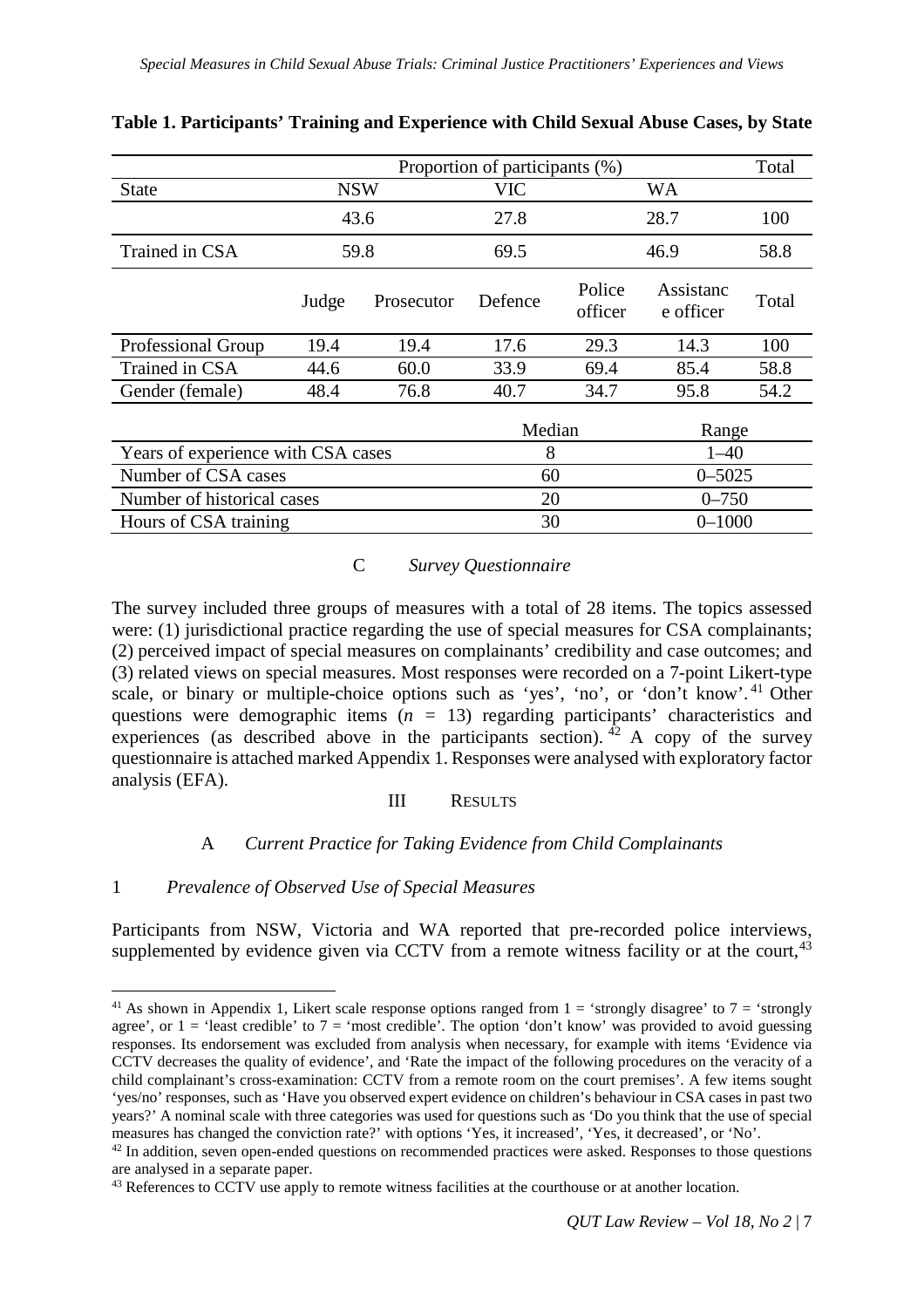**Table 1. Participants' Training and Experience with Child Sexual Abuse Cases, by State**

| | Proportion of participants (%) | | | | | Total |
|---|---|---|---|---|---|---|
| State | NSW | | VIC | | WA | |
| | 43.6 | | 27.8 | | 28.7 | 100 |
| Trained in CSA | 59.8 | | 69.5 | | 46.9 | 58.8 |
| | Judge | Prosecutor | Defence | Police officer | Assistance officer | Total |
| Professional Group | 19.4 | 19.4 | 17.6 | 29.3 | 14.3 | 100 |
| Trained in CSA | 44.6 | 60.0 | 33.9 | 69.4 | 85.4 | 58.8 |
| Gender (female) | 48.4 | 76.8 | 40.7 | 34.7 | 95.8 | 54.2 |

| | Median | Range |
|---|---|---|
| Years of experience with CSA cases | 8 | 1–40 |
| Number of CSA cases | 60 | 0–5025 |
| Number of historical cases | 20 | 0–750 |
| Hours of CSA training | 30 | 0–1000 |

### C *Survey Questionnaire*

The survey included three groups of measures with a total of 28 items. The topics assessed were: (1) jurisdictional practice regarding the use of special measures for CSA complainants; (2) perceived impact of special measures on complainants' credibility and case outcomes; and (3) related views on special measures. Most responses were recorded on a 7-point Likert-type scale, or binary or multiple-choice options such as 'yes', 'no', or 'don't know'.[41] Other questions were demographic items ($n$ = 13) regarding participants' characteristics and experiences (as described above in the participants section).[42] A copy of the survey questionnaire is attached marked Appendix 1. Responses were analysed with exploratory factor analysis (EFA).

## III Results

### A *Current Practice for Taking Evidence from Child Complainants*

#### 1 *Prevalence of Observed Use of Special Measures*

Participants from NSW, Victoria and WA reported that pre-recorded police interviews, supplemented by evidence given via CCTV from a remote witness facility or at the court,[43]

---

[41] As shown in Appendix 1, Likert scale response options ranged from 1 = 'strongly disagree' to 7 = 'strongly agree', or 1 = 'least credible' to 7 = 'most credible'. The option 'don't know' was provided to avoid guessing responses. Its endorsement was excluded from analysis when necessary, for example with items 'Evidence via CCTV decreases the quality of evidence', and 'Rate the impact of the following procedures on the veracity of a child complainant's cross-examination: CCTV from a remote room on the court premises'. A few items sought 'yes/no' responses, such as 'Have you observed expert evidence on children's behaviour in CSA cases in past two years?' A nominal scale with three categories was used for questions such as 'Do you think that the use of special measures has changed the conviction rate?' with options 'Yes, it increased', 'Yes, it decreased', or 'No'.

[42] In addition, seven open-ended questions on recommended practices were asked. Responses to those questions are analysed in a separate paper.

[43] References to CCTV use apply to remote witness facilities at the courthouse or at another location.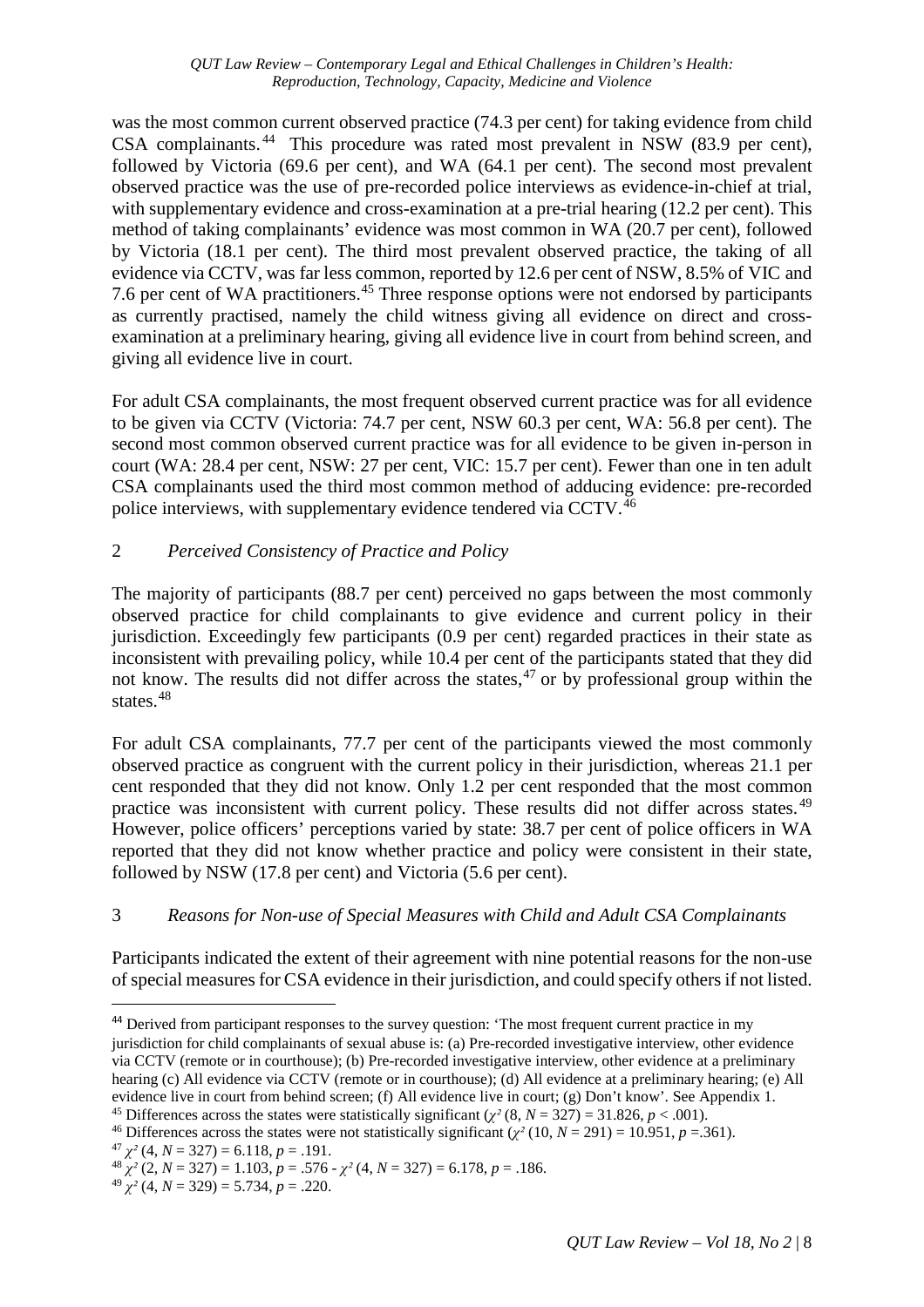was the most common current observed practice (74.3 per cent) for taking evidence from child CSA complainants.[44] This procedure was rated most prevalent in NSW (83.9 per cent), followed by Victoria (69.6 per cent), and WA (64.1 per cent). The second most prevalent observed practice was the use of pre-recorded police interviews as evidence-in-chief at trial, with supplementary evidence and cross-examination at a pre-trial hearing (12.2 per cent). This method of taking complainants' evidence was most common in WA (20.7 per cent), followed by Victoria (18.1 per cent). The third most prevalent observed practice, the taking of all evidence via CCTV, was far less common, reported by 12.6 per cent of NSW, 8.5% of VIC and 7.6 per cent of WA practitioners.[45] Three response options were not endorsed by participants as currently practised, namely the child witness giving all evidence on direct and cross-examination at a preliminary hearing, giving all evidence live in court from behind screen, and giving all evidence live in court.

For adult CSA complainants, the most frequent observed current practice was for all evidence to be given via CCTV (Victoria: 74.7 per cent, NSW 60.3 per cent, WA: 56.8 per cent). The second most common observed current practice was for all evidence to be given in-person in court (WA: 28.4 per cent, NSW: 27 per cent, VIC: 15.7 per cent). Fewer than one in ten adult CSA complainants used the third most common method of adducing evidence: pre-recorded police interviews, with supplementary evidence tendered via CCTV.[46]

### 2 *Perceived Consistency of Practice and Policy*

The majority of participants (88.7 per cent) perceived no gaps between the most commonly observed practice for child complainants to give evidence and current policy in their jurisdiction. Exceedingly few participants (0.9 per cent) regarded practices in their state as inconsistent with prevailing policy, while 10.4 per cent of the participants stated that they did not know. The results did not differ across the states,[47] or by professional group within the states.[48]

For adult CSA complainants, 77.7 per cent of the participants viewed the most commonly observed practice as congruent with the current policy in their jurisdiction, whereas 21.1 per cent responded that they did not know. Only 1.2 per cent responded that the most common practice was inconsistent with current policy. These results did not differ across states.[49] However, police officers' perceptions varied by state: 38.7 per cent of police officers in WA reported that they did not know whether practice and policy were consistent in their state, followed by NSW (17.8 per cent) and Victoria (5.6 per cent).

### 3 *Reasons for Non-use of Special Measures with Child and Adult CSA Complainants*

Participants indicated the extent of their agreement with nine potential reasons for the non-use of special measures for CSA evidence in their jurisdiction, and could specify others if not listed.

---

[44] Derived from participant responses to the survey question: 'The most frequent current practice in my jurisdiction for child complainants of sexual abuse is: (a) Pre-recorded investigative interview, other evidence via CCTV (remote or in courthouse); (b) Pre-recorded investigative interview, other evidence at a preliminary hearing (c) All evidence via CCTV (remote or in courthouse); (d) All evidence at a preliminary hearing; (e) All evidence live in court from behind screen; (f) All evidence live in court; (g) Don't know'. See Appendix 1.

[45] Differences across the states were statistically significant ($\chi^2$ (8, $N$ = 327) = 31.826, $p$ < .001).

[46] Differences across the states were not statistically significant ($\chi^2$ (10, $N$ = 291) = 10.951, $p$ =.361).

[47] $\chi^2$ (4, $N$ = 327) = 6.118, $p$ = .191.

[48] $\chi^2$ (2, $N$ = 327) = 1.103, $p$ = .576 - $\chi^2$ (4, $N$ = 327) = 6.178, $p$ = .186.

[49] $\chi^2$ (4, $N$ = 329) = 5.734, $p$ = .220.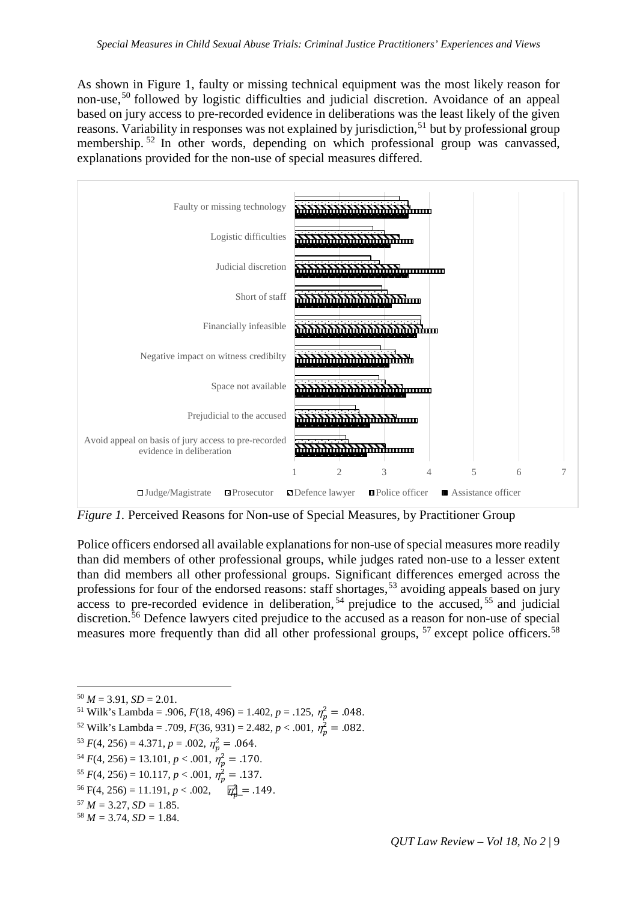As shown in Figure 1, faulty or missing technical equipment was the most likely reason for non-use,[50] followed by logistic difficulties and judicial discretion. Avoidance of an appeal based on jury access to pre-recorded evidence in deliberations was the least likely of the given reasons. Variability in responses was not explained by jurisdiction,[51] but by professional group membership.[52] In other words, depending on which professional group was canvassed, explanations provided for the non-use of special measures differed.

*Figure 1.* Perceived Reasons for Non-use of Special Measures, by Practitioner Group

Police officers endorsed all available explanations for non-use of special measures more readily than did members of other professional groups, while judges rated non-use to a lesser extent than did members all other professional groups. Significant differences emerged across the professions for four of the endorsed reasons: staff shortages,[53] avoiding appeals based on jury access to pre-recorded evidence in deliberation,[54] prejudice to the accused,[55] and judicial discretion.[56] Defence lawyers cited prejudice to the accused as a reason for non-use of special measures more frequently than did all other professional groups,[57] except police officers.[58]

---

[50] $M = 3.91$, $SD = 2.01$.

[51] Wilk's Lambda = .906, $F(18, 496) = 1.402$, $p = .125$, $\eta_p^2 = .048$.

[52] Wilk's Lambda = .709, $F(36, 931) = 2.482$, $p < .001$, $\eta_p^2 = .082$.

[53] $F(4, 256) = 4.371$, $p = .002$, $\eta_p^2 = .064$.

[54] $F(4, 256) = 13.101$, $p < .001$, $\eta_p^2 = .170$.

[55] $F(4, 256) = 10.117$, $p < .001$, $\eta_p^2 = .137$.

[56] $F(4, 256) = 11.191$, $p < .002$, $\eta_p^2 = .149$.

[57] $M = 3.27$, $SD = 1.85$.

[58] $M = 3.74$, $SD = 1.84$.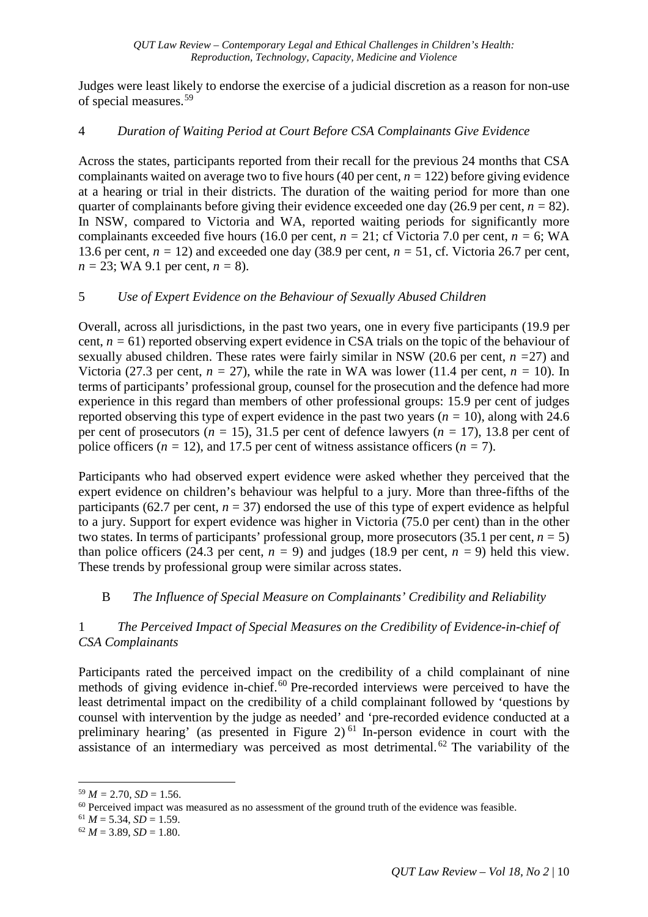Judges were least likely to endorse the exercise of a judicial discretion as a reason for non-use of special measures.[59]

### 4 *Duration of Waiting Period at Court Before CSA Complainants Give Evidence*

Across the states, participants reported from their recall for the previous 24 months that CSA complainants waited on average two to five hours (40 per cent, $n$ = 122) before giving evidence at a hearing or trial in their districts. The duration of the waiting period for more than one quarter of complainants before giving their evidence exceeded one day (26.9 per cent, $n$ = 82). In NSW, compared to Victoria and WA, reported waiting periods for significantly more complainants exceeded five hours (16.0 per cent, $n$ = 21; cf Victoria 7.0 per cent, $n$ = 6; WA 13.6 per cent, $n$ = 12) and exceeded one day (38.9 per cent, $n$ = 51, cf. Victoria 26.7 per cent, $n$ = 23; WA 9.1 per cent, $n$ = 8).

### 5 *Use of Expert Evidence on the Behaviour of Sexually Abused Children*

Overall, across all jurisdictions, in the past two years, one in every five participants (19.9 per cent, $n$ = 61) reported observing expert evidence in CSA trials on the topic of the behaviour of sexually abused children. These rates were fairly similar in NSW (20.6 per cent, $n$ =27) and Victoria (27.3 per cent, $n$ = 27), while the rate in WA was lower (11.4 per cent, $n$ = 10). In terms of participants' professional group, counsel for the prosecution and the defence had more experience in this regard than members of other professional groups: 15.9 per cent of judges reported observing this type of expert evidence in the past two years ($n$ = 10), along with 24.6 per cent of prosecutors ($n$ = 15), 31.5 per cent of defence lawyers ($n$ = 17), 13.8 per cent of police officers ($n$ = 12), and 17.5 per cent of witness assistance officers ($n$ = 7).

Participants who had observed expert evidence were asked whether they perceived that the expert evidence on children's behaviour was helpful to a jury. More than three-fifths of the participants (62.7 per cent, $n$ = 37) endorsed the use of this type of expert evidence as helpful to a jury. Support for expert evidence was higher in Victoria (75.0 per cent) than in the other two states. In terms of participants' professional group, more prosecutors (35.1 per cent, $n$ = 5) than police officers (24.3 per cent, $n$ = 9) and judges (18.9 per cent, $n$ = 9) held this view. These trends by professional group were similar across states.

## B *The Influence of Special Measure on Complainants' Credibility and Reliability*

### 1 *The Perceived Impact of Special Measures on the Credibility of Evidence-in-chief of CSA Complainants*

Participants rated the perceived impact on the credibility of a child complainant of nine methods of giving evidence in-chief.[60] Pre-recorded interviews were perceived to have the least detrimental impact on the credibility of a child complainant followed by 'questions by counsel with intervention by the judge as needed' and 'pre-recorded evidence conducted at a preliminary hearing' (as presented in Figure 2)[61] In-person evidence in court with the assistance of an intermediary was perceived as most detrimental.[62] The variability of the

---

[59] $M$ = 2.70, $SD$ = 1.56.

[60] Perceived impact was measured as no assessment of the ground truth of the evidence was feasible.

[61] $M$ = 5.34, $SD$ = 1.59.

[62] $M$ = 3.89, $SD$ = 1.80.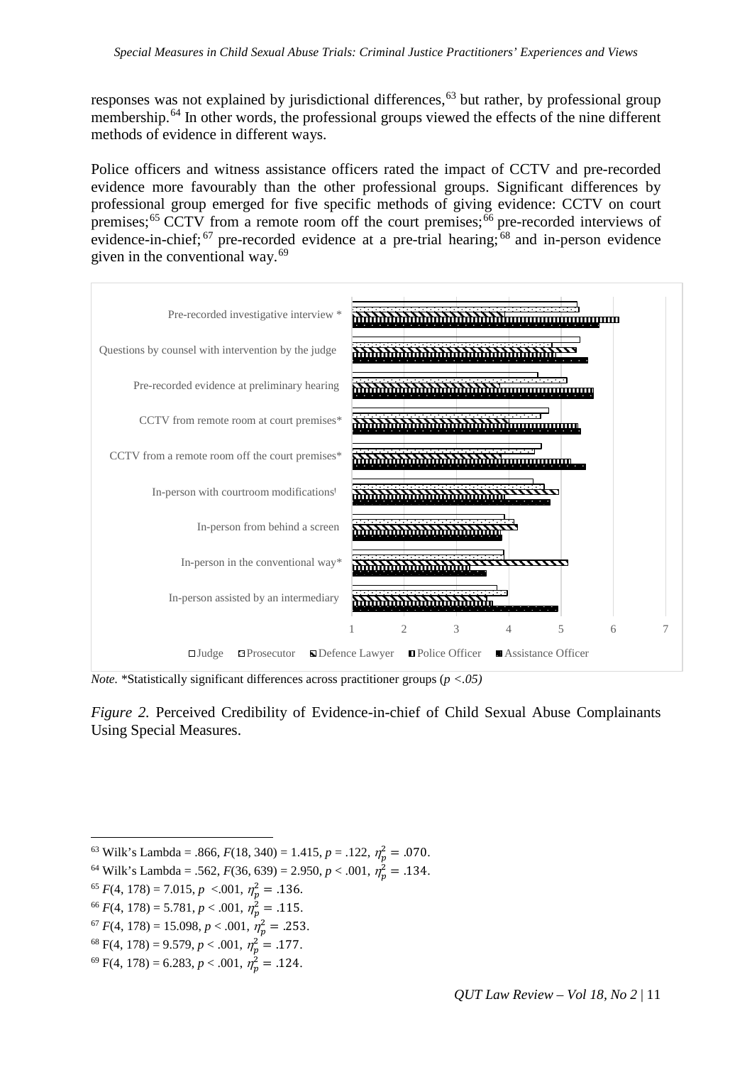responses was not explained by jurisdictional differences,[63] but rather, by professional group membership.[64] In other words, the professional groups viewed the effects of the nine different methods of evidence in different ways.

Police officers and witness assistance officers rated the impact of CCTV and pre-recorded evidence more favourably than the other professional groups. Significant differences by professional group emerged for five specific methods of giving evidence: CCTV on court premises;[65] CCTV from a remote room off the court premises;[66] pre-recorded interviews of evidence-in-chief;[67] pre-recorded evidence at a pre-trial hearing;[68] and in-person evidence given in the conventional way.[69]

*Note.* *Statistically significant differences across practitioner groups (*p <.05)*

*Figure 2.* Perceived Credibility of Evidence-in-chief of Child Sexual Abuse Complainants Using Special Measures.

---

[63] Wilk's Lambda = .866, $F(18, 340) = 1.415$, $p = .122$, $\eta_p^2 = .070$.

[64] Wilk's Lambda = .562, $F(36, 639) = 2.950$, $p < .001$, $\eta_p^2 = .134$.

[65] $F(4, 178) = 7.015$, $p < .001$, $\eta_p^2 = .136$.

[66] $F(4, 178) = 5.781$, $p < .001$, $\eta_p^2 = .115$.

[67] $F(4, 178) = 15.098$, $p < .001$, $\eta_p^2 = .253$.

[68] $F(4, 178) = 9.579$, $p < .001$, $\eta_p^2 = .177$.

[69] $F(4, 178) = 6.283$, $p < .001$, $\eta_p^2 = .124$.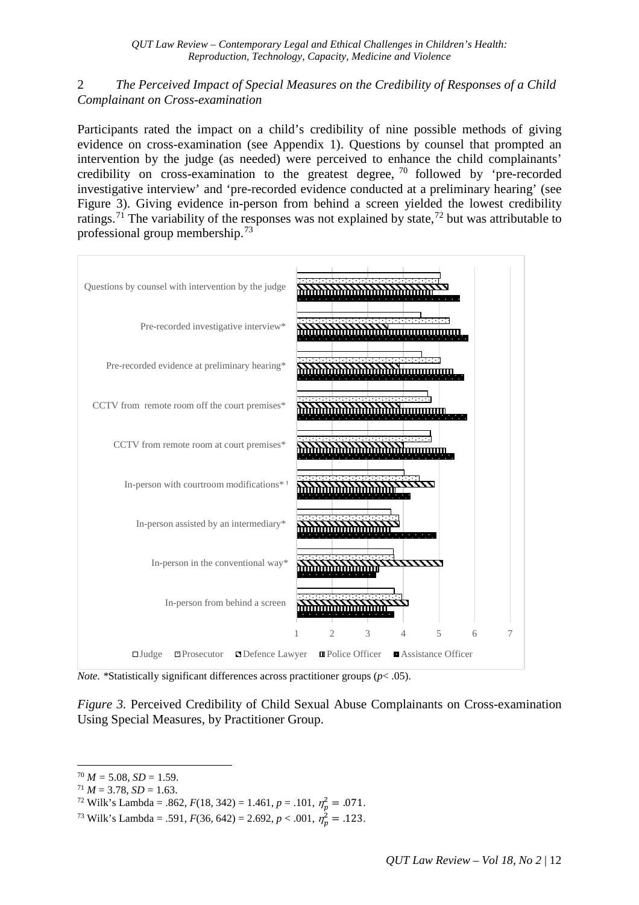### 2 *The Perceived Impact of Special Measures on the Credibility of Responses of a Child Complainant on Cross-examination*

Participants rated the impact on a child's credibility of nine possible methods of giving evidence on cross-examination (see Appendix 1). Questions by counsel that prompted an intervention by the judge (as needed) were perceived to enhance the child complainants' credibility on cross-examination to the greatest degree, [70] followed by 'pre-recorded investigative interview' and 'pre-recorded evidence conducted at a preliminary hearing' (see Figure 3). Giving evidence in-person from behind a screen yielded the lowest credibility ratings.[71] The variability of the responses was not explained by state,[72] but was attributable to professional group membership.[73]

*Note.* *Statistically significant differences across practitioner groups ($p < .05$).

*Figure 3.* Perceived Credibility of Child Sexual Abuse Complainants on Cross-examination Using Special Measures, by Practitioner Group.

---

[70] $M = 5.08$, $SD = 1.59$.

[71] $M = 3.78$, $SD = 1.63$.

[72] Wilk's Lambda = .862, $F(18, 342) = 1.461$, $p = .101$, $\eta_p^2 = .071$.

[73] Wilk's Lambda = .591, $F(36, 642) = 2.692$, $p < .001$, $\eta_p^2 = .123$.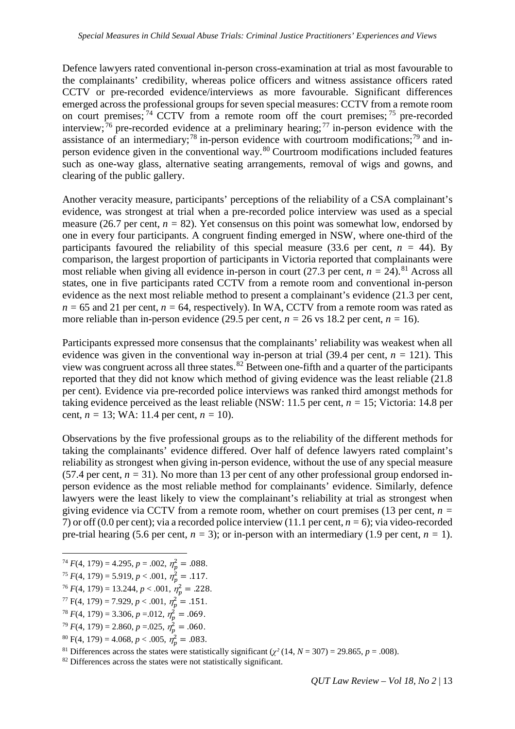Defence lawyers rated conventional in-person cross-examination at trial as most favourable to the complainants' credibility, whereas police officers and witness assistance officers rated CCTV or pre-recorded evidence/interviews as more favourable. Significant differences emerged across the professional groups for seven special measures: CCTV from a remote room on court premises;[74] CCTV from a remote room off the court premises;[75] pre-recorded interview;[76] pre-recorded evidence at a preliminary hearing;[77] in-person evidence with the assistance of an intermediary;[78] in-person evidence with courtroom modifications;[79] and in-person evidence given in the conventional way.[80] Courtroom modifications included features such as one-way glass, alternative seating arrangements, removal of wigs and gowns, and clearing of the public gallery.

Another veracity measure, participants' perceptions of the reliability of a CSA complainant's evidence, was strongest at trial when a pre-recorded police interview was used as a special measure (26.7 per cent, $n$ = 82). Yet consensus on this point was somewhat low, endorsed by one in every four participants. A congruent finding emerged in NSW, where one-third of the participants favoured the reliability of this special measure (33.6 per cent, $n$ = 44). By comparison, the largest proportion of participants in Victoria reported that complainants were most reliable when giving all evidence in-person in court (27.3 per cent, $n$ = 24).[81] Across all states, one in five participants rated CCTV from a remote room and conventional in-person evidence as the next most reliable method to present a complainant's evidence (21.3 per cent, $n$ = 65 and 21 per cent, $n$ = 64, respectively). In WA, CCTV from a remote room was rated as more reliable than in-person evidence (29.5 per cent, $n$ = 26 vs 18.2 per cent, $n$ = 16).

Participants expressed more consensus that the complainants' reliability was weakest when all evidence was given in the conventional way in-person at trial (39.4 per cent, $n$ = 121). This view was congruent across all three states.[82] Between one-fifth and a quarter of the participants reported that they did not know which method of giving evidence was the least reliable (21.8 per cent). Evidence via pre-recorded police interviews was ranked third amongst methods for taking evidence perceived as the least reliable (NSW: 11.5 per cent, $n$ = 15; Victoria: 14.8 per cent, $n$ = 13; WA: 11.4 per cent, $n$ = 10).

Observations by the five professional groups as to the reliability of the different methods for taking the complainants' evidence differed. Over half of defence lawyers rated complaint's reliability as strongest when giving in-person evidence, without the use of any special measure (57.4 per cent, $n$ = 31). No more than 13 per cent of any other professional group endorsed in-person evidence as the most reliable method for complainants' evidence. Similarly, defence lawyers were the least likely to view the complainant's reliability at trial as strongest when giving evidence via CCTV from a remote room, whether on court premises (13 per cent, $n$ = 7) or off (0.0 per cent); via a recorded police interview (11.1 per cent, $n$ = 6); via video-recorded pre-trial hearing (5.6 per cent, $n$ = 3); or in-person with an intermediary (1.9 per cent, $n$ = 1).

---

[74] $F(4, 179) = 4.295$, $p = .002$, $\eta_p^2 = .088$.

[75] $F(4, 179) = 5.919$, $p < .001$, $\eta_p^2 = .117$.

[76] $F(4, 179) = 13.244$, $p < .001$, $\eta_p^2 = .228$.

[77] $F(4, 179) = 7.929$, $p < .001$, $\eta_p^2 = .151$.

[78] $F(4, 179) = 3.306$, $p = .012$, $\eta_p^2 = .069$.

[79] $F(4, 179) = 2.860$, $p = .025$, $\eta_p^2 = .060$.

[80] $F(4, 179) = 4.068$, $p < .005$, $\eta_p^2 = .083$.

[81] Differences across the states were statistically significant ($\chi^2$ (14, $N$ = 307) = 29.865, $p$ = .008).

[82] Differences across the states were not statistically significant.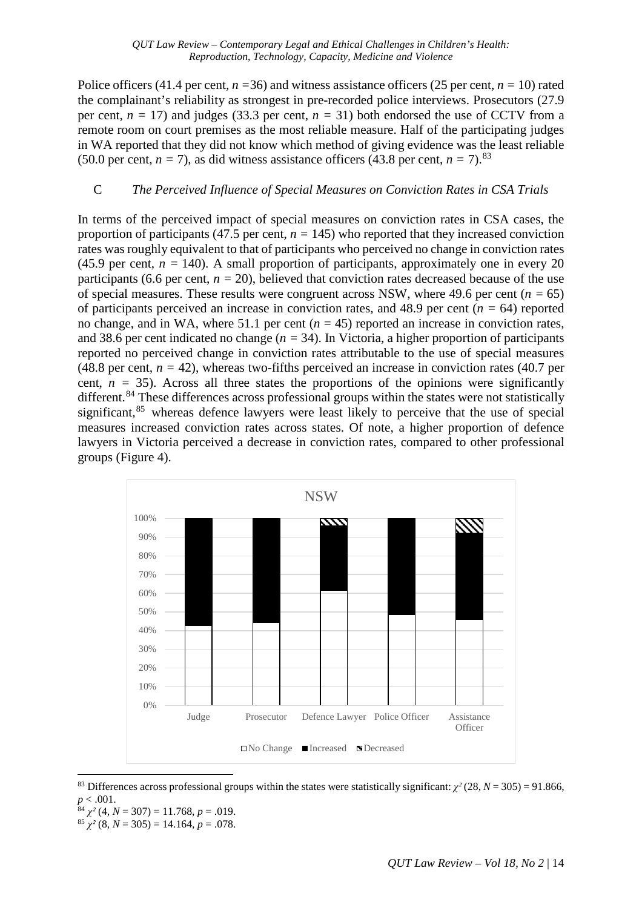Police officers (41.4 per cent, $n$ =36) and witness assistance officers (25 per cent, $n$ = 10) rated the complainant's reliability as strongest in pre-recorded police interviews. Prosecutors (27.9 per cent, $n$ = 17) and judges (33.3 per cent, $n$ = 31) both endorsed the use of CCTV from a remote room on court premises as the most reliable measure. Half of the participating judges in WA reported that they did not know which method of giving evidence was the least reliable (50.0 per cent, $n$ = 7), as did witness assistance officers (43.8 per cent, $n$ = 7).[83]

### C *The Perceived Influence of Special Measures on Conviction Rates in CSA Trials*

In terms of the perceived impact of special measures on conviction rates in CSA cases, the proportion of participants (47.5 per cent, $n$ = 145) who reported that they increased conviction rates was roughly equivalent to that of participants who perceived no change in conviction rates (45.9 per cent, $n$ = 140). A small proportion of participants, approximately one in every 20 participants (6.6 per cent, $n$ = 20), believed that conviction rates decreased because of the use of special measures. These results were congruent across NSW, where 49.6 per cent ($n$ = 65) of participants perceived an increase in conviction rates, and 48.9 per cent ($n$ = 64) reported no change, and in WA, where 51.1 per cent ($n$ = 45) reported an increase in conviction rates, and 38.6 per cent indicated no change ($n$ = 34). In Victoria, a higher proportion of participants reported no perceived change in conviction rates attributable to the use of special measures (48.8 per cent, $n$ = 42), whereas two-fifths perceived an increase in conviction rates (40.7 per cent, $n$ = 35). Across all three states the proportions of the opinions were significantly different.[84] These differences across professional groups within the states were not statistically significant,[85] whereas defence lawyers were least likely to perceive that the use of special measures increased conviction rates across states. Of note, a higher proportion of defence lawyers in Victoria perceived a decrease in conviction rates, compared to other professional groups (Figure 4).

[83] Differences across professional groups within the states were statistically significant: $\chi^2$ (28, $N$ = 305) = 91.866, $p < .001$.

[84] $\chi^2$ (4, $N$ = 307) = 11.768, $p$ = .019.

[85] $\chi^2$ (8, $N$ = 305) = 14.164, $p$ = .078.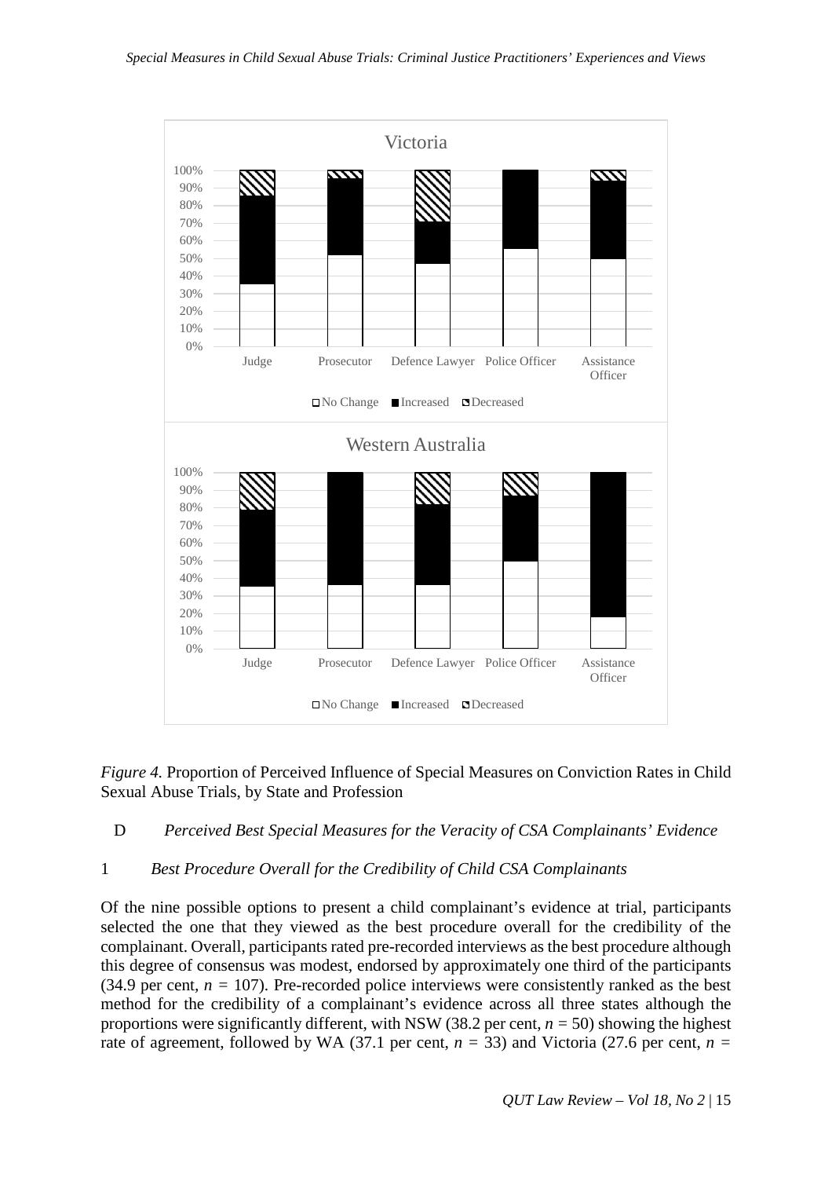*Figure 4.* Proportion of Perceived Influence of Special Measures on Conviction Rates in Child Sexual Abuse Trials, by State and Profession

### D *Perceived Best Special Measures for the Veracity of CSA Complainants' Evidence*

#### 1 *Best Procedure Overall for the Credibility of Child CSA Complainants*

Of the nine possible options to present a child complainant's evidence at trial, participants selected the one that they viewed as the best procedure overall for the credibility of the complainant. Overall, participants rated pre-recorded interviews as the best procedure although this degree of consensus was modest, endorsed by approximately one third of the participants (34.9 per cent, $n$ = 107). Pre-recorded police interviews were consistently ranked as the best method for the credibility of a complainant's evidence across all three states although the proportions were significantly different, with NSW (38.2 per cent, $n$ = 50) showing the highest rate of agreement, followed by WA (37.1 per cent, $n$ = 33) and Victoria (27.6 per cent, $n$ =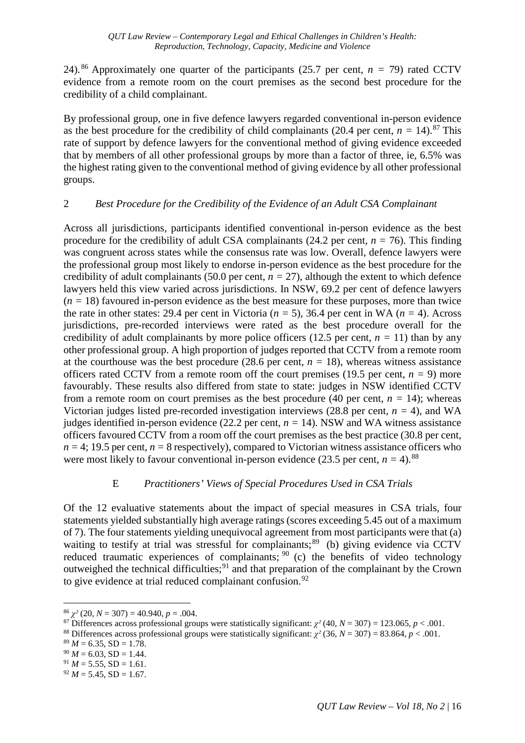24).[86] Approximately one quarter of the participants (25.7 per cent, $n = 79$) rated CCTV evidence from a remote room on the court premises as the second best procedure for the credibility of a child complainant.

By professional group, one in five defence lawyers regarded conventional in-person evidence as the best procedure for the credibility of child complainants (20.4 per cent, $n = 14$).[87] This rate of support by defence lawyers for the conventional method of giving evidence exceeded that by members of all other professional groups by more than a factor of three, ie, 6.5% was the highest rating given to the conventional method of giving evidence by all other professional groups.

### 2 *Best Procedure for the Credibility of the Evidence of an Adult CSA Complainant*

Across all jurisdictions, participants identified conventional in-person evidence as the best procedure for the credibility of adult CSA complainants (24.2 per cent, $n = 76$). This finding was congruent across states while the consensus rate was low. Overall, defence lawyers were the professional group most likely to endorse in-person evidence as the best procedure for the credibility of adult complainants (50.0 per cent, $n = 27$), although the extent to which defence lawyers held this view varied across jurisdictions. In NSW, 69.2 per cent of defence lawyers ($n = 18$) favoured in-person evidence as the best measure for these purposes, more than twice the rate in other states: 29.4 per cent in Victoria ($n = 5$), 36.4 per cent in WA ($n = 4$). Across jurisdictions, pre-recorded interviews were rated as the best procedure overall for the credibility of adult complainants by more police officers (12.5 per cent, $n = 11$) than by any other professional group. A high proportion of judges reported that CCTV from a remote room at the courthouse was the best procedure (28.6 per cent, $n = 18$), whereas witness assistance officers rated CCTV from a remote room off the court premises (19.5 per cent, $n = 9$) more favourably. These results also differed from state to state: judges in NSW identified CCTV from a remote room on court premises as the best procedure (40 per cent, $n = 14$); whereas Victorian judges listed pre-recorded investigation interviews (28.8 per cent, $n = 4$), and WA judges identified in-person evidence (22.2 per cent, $n = 14$). NSW and WA witness assistance officers favoured CCTV from a room off the court premises as the best practice (30.8 per cent, $n = 4$; 19.5 per cent, $n = 8$ respectively), compared to Victorian witness assistance officers who were most likely to favour conventional in-person evidence (23.5 per cent, $n = 4$).[88]

## E *Practitioners' Views of Special Procedures Used in CSA Trials*

Of the 12 evaluative statements about the impact of special measures in CSA trials, four statements yielded substantially high average ratings (scores exceeding 5.45 out of a maximum of 7). The four statements yielding unequivocal agreement from most participants were that (a) waiting to testify at trial was stressful for complainants;[89] (b) giving evidence via CCTV reduced traumatic experiences of complainants;[90] (c) the benefits of video technology outweighed the technical difficulties;[91] and that preparation of the complainant by the Crown to give evidence at trial reduced complainant confusion.[92]

---

[86] $\chi^2$ (20, $N = 307$) = 40.940, $p = .004$.

[87] Differences across professional groups were statistically significant: $\chi^2$ (40, $N = 307$) = 123.065, $p < .001$.

[88] Differences across professional groups were statistically significant: $\chi^2$ (36, $N = 307$) = 83.864, $p < .001$.

[89] $M = 6.35$, SD = 1.78.

[90] $M = 6.03$, SD = 1.44.

[91] $M = 5.55$, SD = 1.61.

[92] $M = 5.45$, SD = 1.67.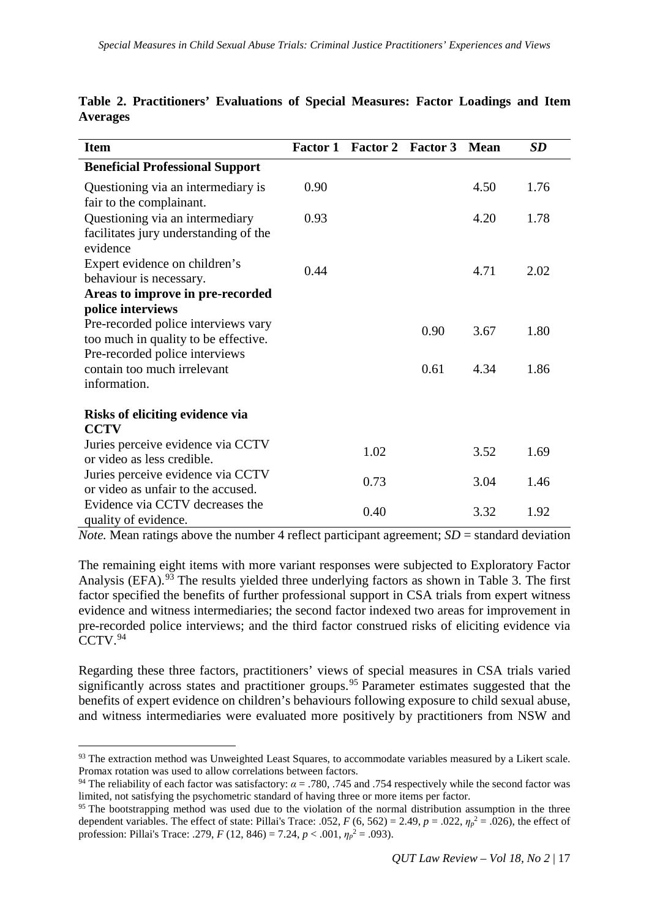**Table 2. Practitioners' Evaluations of Special Measures: Factor Loadings and Item Averages**

| Item | Factor 1 | Factor 2 | Factor 3 | Mean | *SD* |
|---|---|---|---|---|---|
| **Beneficial Professional Support** | | | | | |
| Questioning via an intermediary is fair to the complainant. | 0.90 | | | 4.50 | 1.76 |
| Questioning via an intermediary facilitates jury understanding of the evidence | 0.93 | | | 4.20 | 1.78 |
| Expert evidence on children's behaviour is necessary. | 0.44 | | | 4.71 | 2.02 |
| **Areas to improve in pre-recorded police interviews** | | | | | |
| Pre-recorded police interviews vary too much in quality to be effective. | | | 0.90 | 3.67 | 1.80 |
| Pre-recorded police interviews contain too much irrelevant information. | | | 0.61 | 4.34 | 1.86 |
| **Risks of eliciting evidence via CCTV** | | | | | |
| Juries perceive evidence via CCTV or video as less credible. | | 1.02 | | 3.52 | 1.69 |
| Juries perceive evidence via CCTV or video as unfair to the accused. | | 0.73 | | 3.04 | 1.46 |
| Evidence via CCTV decreases the quality of evidence. | | 0.40 | | 3.32 | 1.92 |

*Note.* Mean ratings above the number 4 reflect participant agreement; *SD* = standard deviation

The remaining eight items with more variant responses were subjected to Exploratory Factor Analysis (EFA).[93] The results yielded three underlying factors as shown in Table 3. The first factor specified the benefits of further professional support in CSA trials from expert witness evidence and witness intermediaries; the second factor indexed two areas for improvement in pre-recorded police interviews; and the third factor construed risks of eliciting evidence via CCTV.[94]

Regarding these three factors, practitioners' views of special measures in CSA trials varied significantly across states and practitioner groups.[95] Parameter estimates suggested that the benefits of expert evidence on children's behaviours following exposure to child sexual abuse, and witness intermediaries were evaluated more positively by practitioners from NSW and

[93] The extraction method was Unweighted Least Squares, to accommodate variables measured by a Likert scale. Promax rotation was used to allow correlations between factors.

[94] The reliability of each factor was satisfactory: $\alpha = .780$, .745 and .754 respectively while the second factor was limited, not satisfying the psychometric standard of having three or more items per factor.

[95] The bootstrapping method was used due to the violation of the normal distribution assumption in the three dependent variables. The effect of state: Pillai's Trace: .052, $F\ (6, 562) = 2.49$, $p = .022$, $\eta_p^2 = .026$), the effect of profession: Pillai's Trace: .279, $F\ (12, 846) = 7.24$, $p < .001$, $\eta_p^2 = .093$).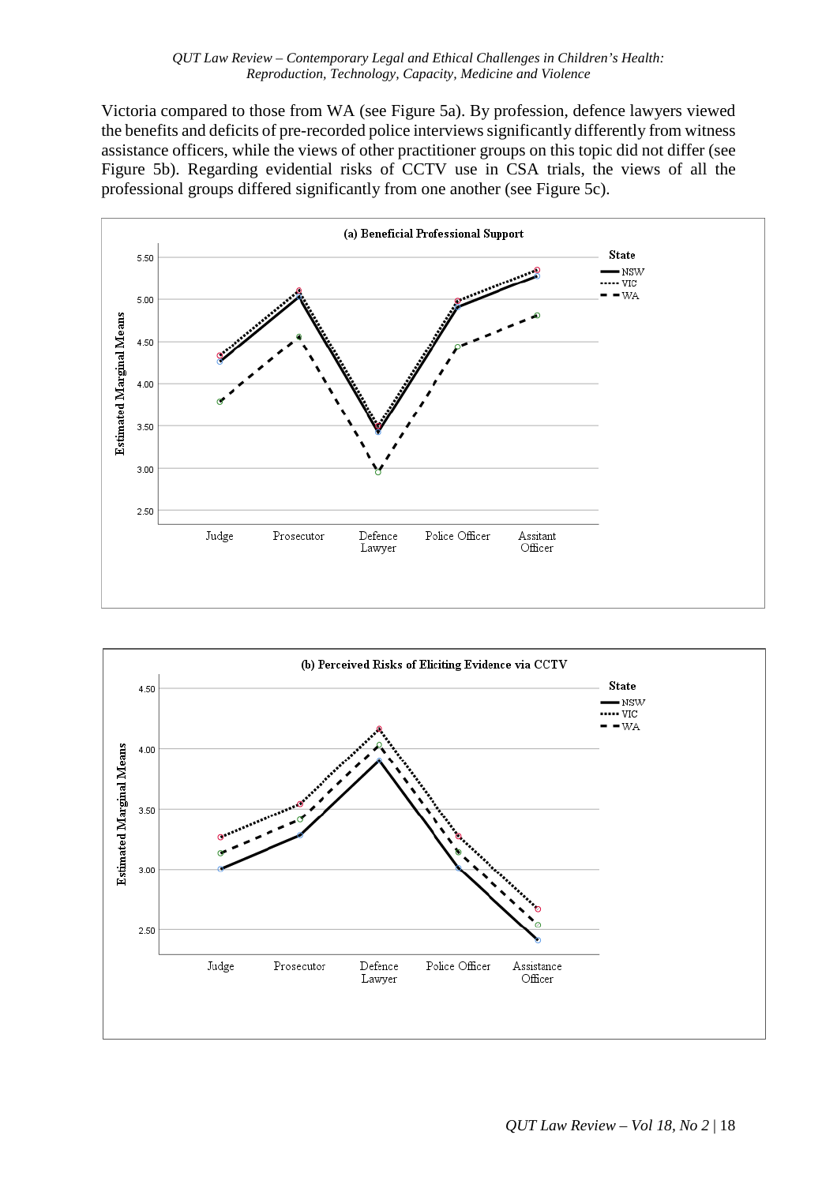Victoria compared to those from WA (see Figure 5a). By profession, defence lawyers viewed the benefits and deficits of pre-recorded police interviews significantly differently from witness assistance officers, while the views of other practitioner groups on this topic did not differ (see Figure 5b). Regarding evidential risks of CCTV use in CSA trials, the views of all the professional groups differed significantly from one another (see Figure 5c).

(a) Beneficial Professional Support

(b) Perceived Risks of Eliciting Evidence via CCTV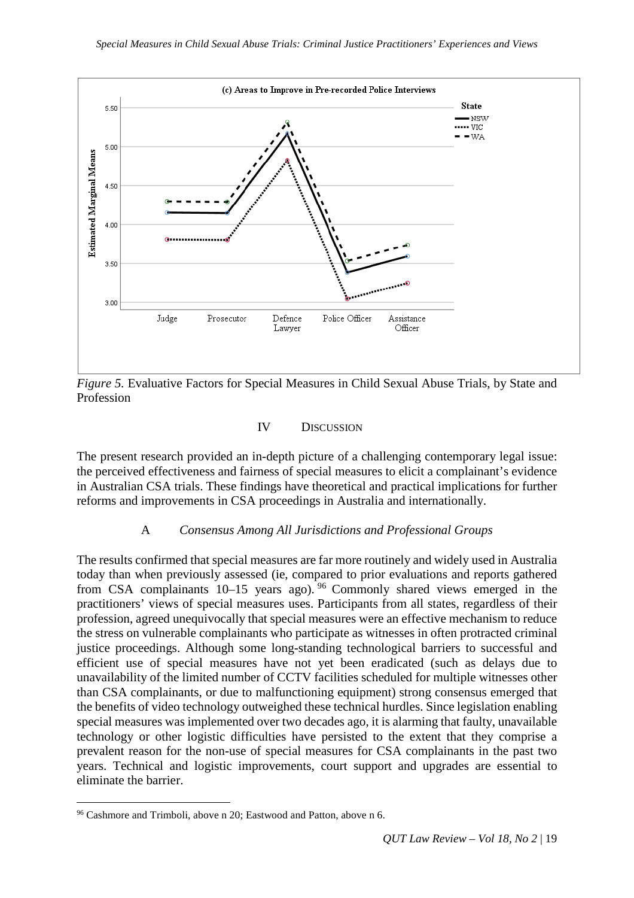*Figure 5.* Evaluative Factors for Special Measures in Child Sexual Abuse Trials, by State and Profession

## IV DISCUSSION

The present research provided an in-depth picture of a challenging contemporary legal issue: the perceived effectiveness and fairness of special measures to elicit a complainant's evidence in Australian CSA trials. These findings have theoretical and practical implications for further reforms and improvements in CSA proceedings in Australia and internationally.

### A *Consensus Among All Jurisdictions and Professional Groups*

The results confirmed that special measures are far more routinely and widely used in Australia today than when previously assessed (ie, compared to prior evaluations and reports gathered from CSA complainants 10–15 years ago).[96] Commonly shared views emerged in the practitioners' views of special measures uses. Participants from all states, regardless of their profession, agreed unequivocally that special measures were an effective mechanism to reduce the stress on vulnerable complainants who participate as witnesses in often protracted criminal justice proceedings. Although some long-standing technological barriers to successful and efficient use of special measures have not yet been eradicated (such as delays due to unavailability of the limited number of CCTV facilities scheduled for multiple witnesses other than CSA complainants, or due to malfunctioning equipment) strong consensus emerged that the benefits of video technology outweighed these technical hurdles. Since legislation enabling special measures was implemented over two decades ago, it is alarming that faulty, unavailable technology or other logistic difficulties have persisted to the extent that they comprise a prevalent reason for the non-use of special measures for CSA complainants in the past two years. Technical and logistic improvements, court support and upgrades are essential to eliminate the barrier.

[96] Cashmore and Trimboli, above n 20; Eastwood and Patton, above n 6.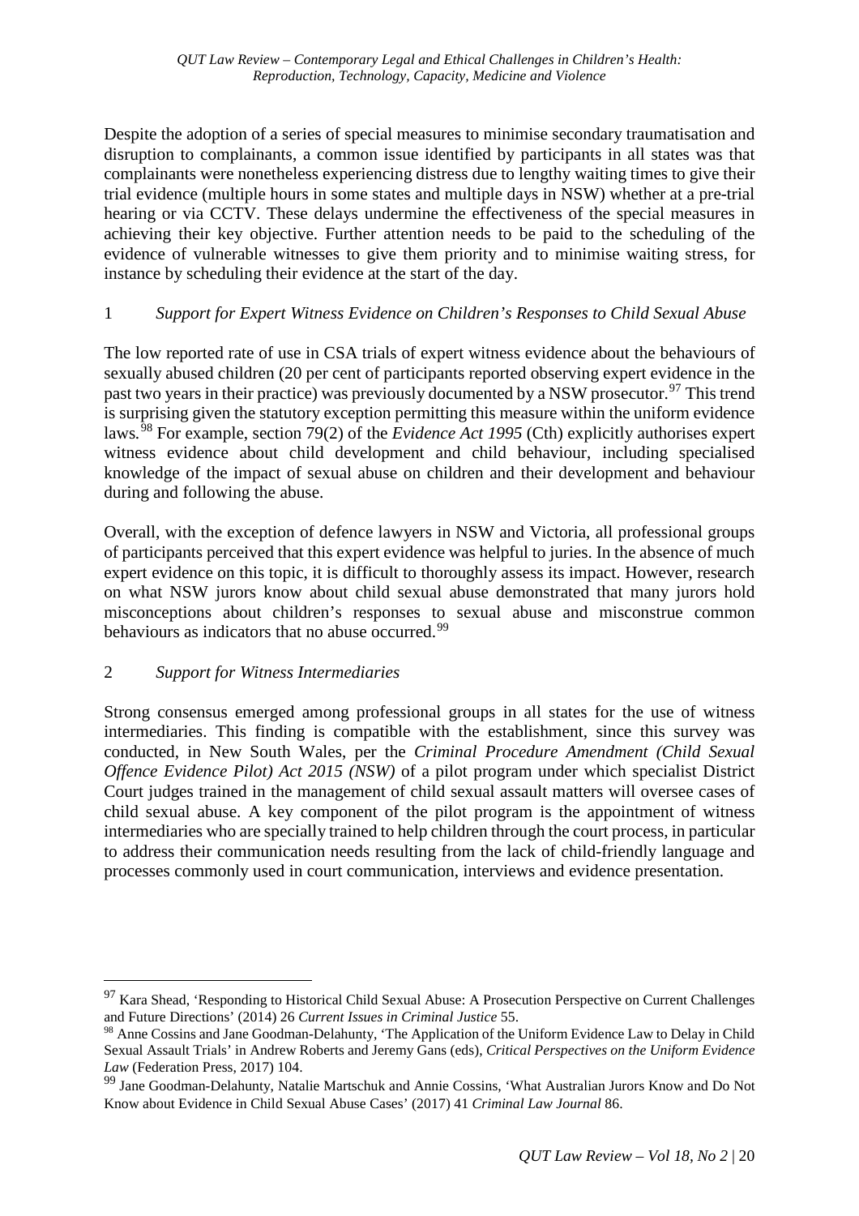Despite the adoption of a series of special measures to minimise secondary traumatisation and disruption to complainants, a common issue identified by participants in all states was that complainants were nonetheless experiencing distress due to lengthy waiting times to give their trial evidence (multiple hours in some states and multiple days in NSW) whether at a pre-trial hearing or via CCTV. These delays undermine the effectiveness of the special measures in achieving their key objective. Further attention needs to be paid to the scheduling of the evidence of vulnerable witnesses to give them priority and to minimise waiting stress, for instance by scheduling their evidence at the start of the day.

### 1 *Support for Expert Witness Evidence on Children's Responses to Child Sexual Abuse*

The low reported rate of use in CSA trials of expert witness evidence about the behaviours of sexually abused children (20 per cent of participants reported observing expert evidence in the past two years in their practice) was previously documented by a NSW prosecutor.[97] This trend is surprising given the statutory exception permitting this measure within the uniform evidence laws.[98] For example, section 79(2) of the *Evidence Act 1995* (Cth) explicitly authorises expert witness evidence about child development and child behaviour, including specialised knowledge of the impact of sexual abuse on children and their development and behaviour during and following the abuse.

Overall, with the exception of defence lawyers in NSW and Victoria, all professional groups of participants perceived that this expert evidence was helpful to juries. In the absence of much expert evidence on this topic, it is difficult to thoroughly assess its impact. However, research on what NSW jurors know about child sexual abuse demonstrated that many jurors hold misconceptions about children's responses to sexual abuse and misconstrue common behaviours as indicators that no abuse occurred.[99]

### 2 *Support for Witness Intermediaries*

Strong consensus emerged among professional groups in all states for the use of witness intermediaries. This finding is compatible with the establishment, since this survey was conducted, in New South Wales, per the *Criminal Procedure Amendment (Child Sexual Offence Evidence Pilot) Act 2015 (NSW)* of a pilot program under which specialist District Court judges trained in the management of child sexual assault matters will oversee cases of child sexual abuse. A key component of the pilot program is the appointment of witness intermediaries who are specially trained to help children through the court process, in particular to address their communication needs resulting from the lack of child-friendly language and processes commonly used in court communication, interviews and evidence presentation.

---

[97] Kara Shead, 'Responding to Historical Child Sexual Abuse: A Prosecution Perspective on Current Challenges and Future Directions' (2014) 26 *Current Issues in Criminal Justice* 55.

[98] Anne Cossins and Jane Goodman-Delahunty, 'The Application of the Uniform Evidence Law to Delay in Child Sexual Assault Trials' in Andrew Roberts and Jeremy Gans (eds), *Critical Perspectives on the Uniform Evidence Law* (Federation Press, 2017) 104.

[99] Jane Goodman-Delahunty, Natalie Martschuk and Annie Cossins, 'What Australian Jurors Know and Do Not Know about Evidence in Child Sexual Abuse Cases' (2017) 41 *Criminal Law Journal* 86.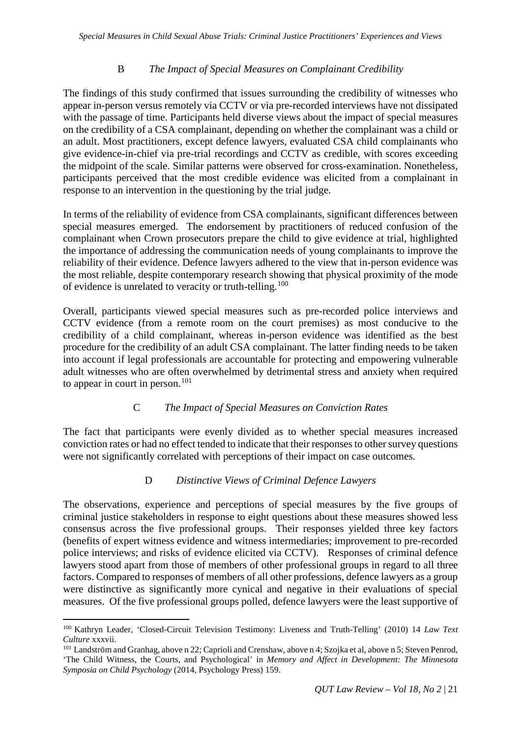### B *The Impact of Special Measures on Complainant Credibility*

The findings of this study confirmed that issues surrounding the credibility of witnesses who appear in-person versus remotely via CCTV or via pre-recorded interviews have not dissipated with the passage of time. Participants held diverse views about the impact of special measures on the credibility of a CSA complainant, depending on whether the complainant was a child or an adult. Most practitioners, except defence lawyers, evaluated CSA child complainants who give evidence-in-chief via pre-trial recordings and CCTV as credible, with scores exceeding the midpoint of the scale. Similar patterns were observed for cross-examination. Nonetheless, participants perceived that the most credible evidence was elicited from a complainant in response to an intervention in the questioning by the trial judge.

In terms of the reliability of evidence from CSA complainants, significant differences between special measures emerged. The endorsement by practitioners of reduced confusion of the complainant when Crown prosecutors prepare the child to give evidence at trial, highlighted the importance of addressing the communication needs of young complainants to improve the reliability of their evidence. Defence lawyers adhered to the view that in-person evidence was the most reliable, despite contemporary research showing that physical proximity of the mode of evidence is unrelated to veracity or truth-telling.[100]

Overall, participants viewed special measures such as pre-recorded police interviews and CCTV evidence (from a remote room on the court premises) as most conducive to the credibility of a child complainant, whereas in-person evidence was identified as the best procedure for the credibility of an adult CSA complainant. The latter finding needs to be taken into account if legal professionals are accountable for protecting and empowering vulnerable adult witnesses who are often overwhelmed by detrimental stress and anxiety when required to appear in court in person.[101]

### C *The Impact of Special Measures on Conviction Rates*

The fact that participants were evenly divided as to whether special measures increased conviction rates or had no effect tended to indicate that their responses to other survey questions were not significantly correlated with perceptions of their impact on case outcomes.

### D *Distinctive Views of Criminal Defence Lawyers*

The observations, experience and perceptions of special measures by the five groups of criminal justice stakeholders in response to eight questions about these measures showed less consensus across the five professional groups. Their responses yielded three key factors (benefits of expert witness evidence and witness intermediaries; improvement to pre-recorded police interviews; and risks of evidence elicited via CCTV). Responses of criminal defence lawyers stood apart from those of members of other professional groups in regard to all three factors. Compared to responses of members of all other professions, defence lawyers as a group were distinctive as significantly more cynical and negative in their evaluations of special measures. Of the five professional groups polled, defence lawyers were the least supportive of

---

[100] Kathryn Leader, 'Closed-Circuit Television Testimony: Liveness and Truth-Telling' (2010) 14 *Law Text Culture* xxxvii.

[101] Landström and Granhag, above n 22; Caprioli and Crenshaw, above n 4; Szojka et al, above n 5; Steven Penrod, 'The Child Witness, the Courts, and Psychological' in *Memory and Affect in Development: The Minnesota Symposia on Child Psychology* (2014, Psychology Press) 159.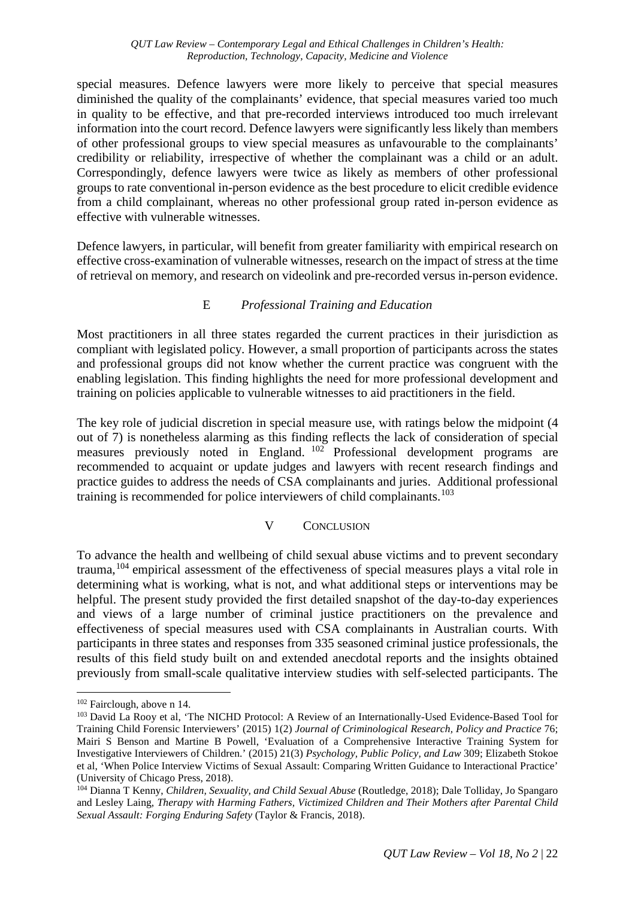special measures. Defence lawyers were more likely to perceive that special measures diminished the quality of the complainants' evidence, that special measures varied too much in quality to be effective, and that pre-recorded interviews introduced too much irrelevant information into the court record. Defence lawyers were significantly less likely than members of other professional groups to view special measures as unfavourable to the complainants' credibility or reliability, irrespective of whether the complainant was a child or an adult. Correspondingly, defence lawyers were twice as likely as members of other professional groups to rate conventional in-person evidence as the best procedure to elicit credible evidence from a child complainant, whereas no other professional group rated in-person evidence as effective with vulnerable witnesses.

Defence lawyers, in particular, will benefit from greater familiarity with empirical research on effective cross-examination of vulnerable witnesses, research on the impact of stress at the time of retrieval on memory, and research on videolink and pre-recorded versus in-person evidence.

### E *Professional Training and Education*

Most practitioners in all three states regarded the current practices in their jurisdiction as compliant with legislated policy. However, a small proportion of participants across the states and professional groups did not know whether the current practice was congruent with the enabling legislation. This finding highlights the need for more professional development and training on policies applicable to vulnerable witnesses to aid practitioners in the field.

The key role of judicial discretion in special measure use, with ratings below the midpoint (4 out of 7) is nonetheless alarming as this finding reflects the lack of consideration of special measures previously noted in England. [102] Professional development programs are recommended to acquaint or update judges and lawyers with recent research findings and practice guides to address the needs of CSA complainants and juries. Additional professional training is recommended for police interviewers of child complainants.[103]

## V Conclusion

To advance the health and wellbeing of child sexual abuse victims and to prevent secondary trauma,[104] empirical assessment of the effectiveness of special measures plays a vital role in determining what is working, what is not, and what additional steps or interventions may be helpful. The present study provided the first detailed snapshot of the day-to-day experiences and views of a large number of criminal justice practitioners on the prevalence and effectiveness of special measures used with CSA complainants in Australian courts. With participants in three states and responses from 335 seasoned criminal justice professionals, the results of this field study built on and extended anecdotal reports and the insights obtained previously from small-scale qualitative interview studies with self-selected participants. The

---

[102] Fairclough, above n 14.

[103] David La Rooy et al, 'The NICHD Protocol: A Review of an Internationally-Used Evidence-Based Tool for Training Child Forensic Interviewers' (2015) 1(2) *Journal of Criminological Research, Policy and Practice* 76; Mairi S Benson and Martine B Powell, 'Evaluation of a Comprehensive Interactive Training System for Investigative Interviewers of Children.' (2015) 21(3) *Psychology, Public Policy, and Law* 309; Elizabeth Stokoe et al, 'When Police Interview Victims of Sexual Assault: Comparing Written Guidance to Interactional Practice' (University of Chicago Press, 2018).

[104] Dianna T Kenny, *Children, Sexuality, and Child Sexual Abuse* (Routledge, 2018); Dale Tolliday, Jo Spangaro and Lesley Laing, *Therapy with Harming Fathers, Victimized Children and Their Mothers after Parental Child Sexual Assault: Forging Enduring Safety* (Taylor & Francis, 2018).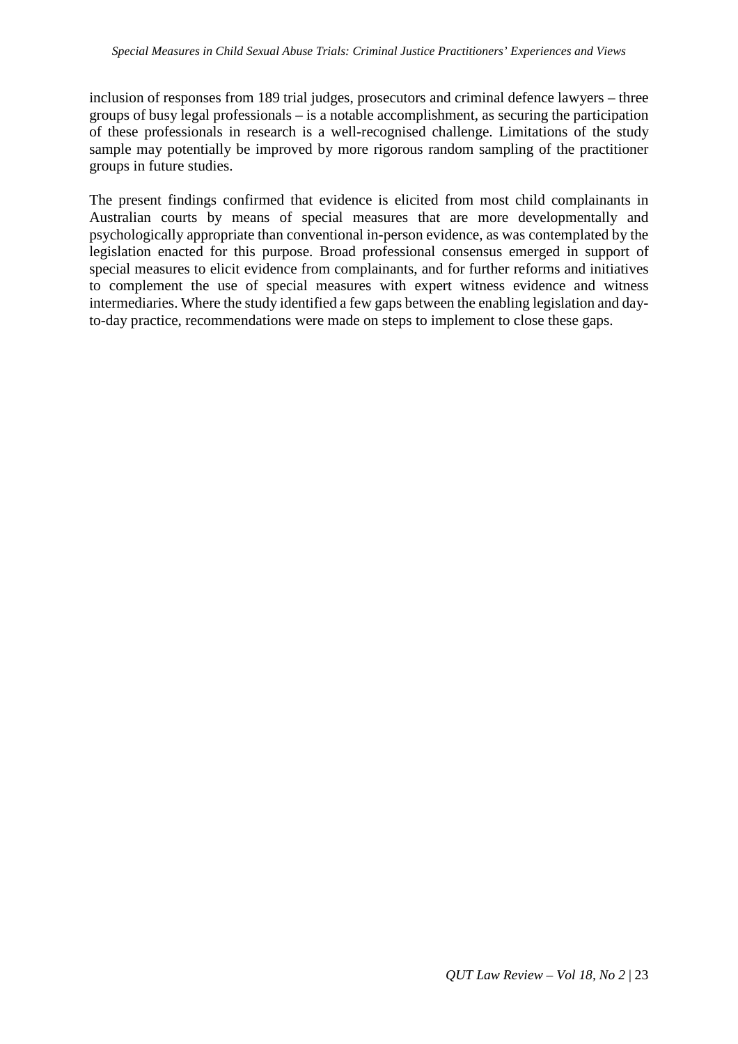inclusion of responses from 189 trial judges, prosecutors and criminal defence lawyers – three groups of busy legal professionals – is a notable accomplishment, as securing the participation of these professionals in research is a well-recognised challenge. Limitations of the study sample may potentially be improved by more rigorous random sampling of the practitioner groups in future studies.

The present findings confirmed that evidence is elicited from most child complainants in Australian courts by means of special measures that are more developmentally and psychologically appropriate than conventional in-person evidence, as was contemplated by the legislation enacted for this purpose. Broad professional consensus emerged in support of special measures to elicit evidence from complainants, and for further reforms and initiatives to complement the use of special measures with expert witness evidence and witness intermediaries. Where the study identified a few gaps between the enabling legislation and day-to-day practice, recommendations were made on steps to implement to close these gaps.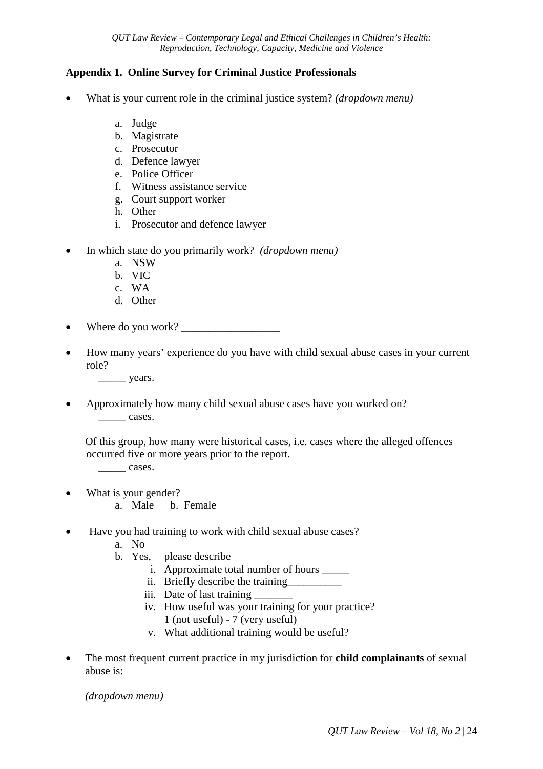**Appendix 1. Online Survey for Criminal Justice Professionals**

- What is your current role in the criminal justice system? *(dropdown menu)*

    a. Judge
    b. Magistrate
    c. Prosecutor
    d. Defence lawyer
    e. Police Officer
    f. Witness assistance service
    g. Court support worker
    h. Other
    i. Prosecutor and defence lawyer

- In which state do you primarily work? *(dropdown menu)*
    a. NSW
    b. VIC
    c. WA
    d. Other

- Where do you work? __________________

- How many years' experience do you have with child sexual abuse cases in your current role?
    _____ years.

- Approximately how many child sexual abuse cases have you worked on?
    _____ cases.

    Of this group, how many were historical cases, i.e. cases where the alleged offences occurred five or more years prior to the report.
    _____ cases.

- What is your gender?
    a. Male  b. Female

- Have you had training to work with child sexual abuse cases?
    a. No
    b. Yes, please describe
        i. Approximate total number of hours _____
        ii. Briefly describe the training__________
        iii. Date of last training _______
        iv. How useful was your training for your practice?
            1 (not useful) - 7 (very useful)
        v. What additional training would be useful?

- The most frequent current practice in my jurisdiction for **child complainants** of sexual abuse is:

    *(dropdown menu)*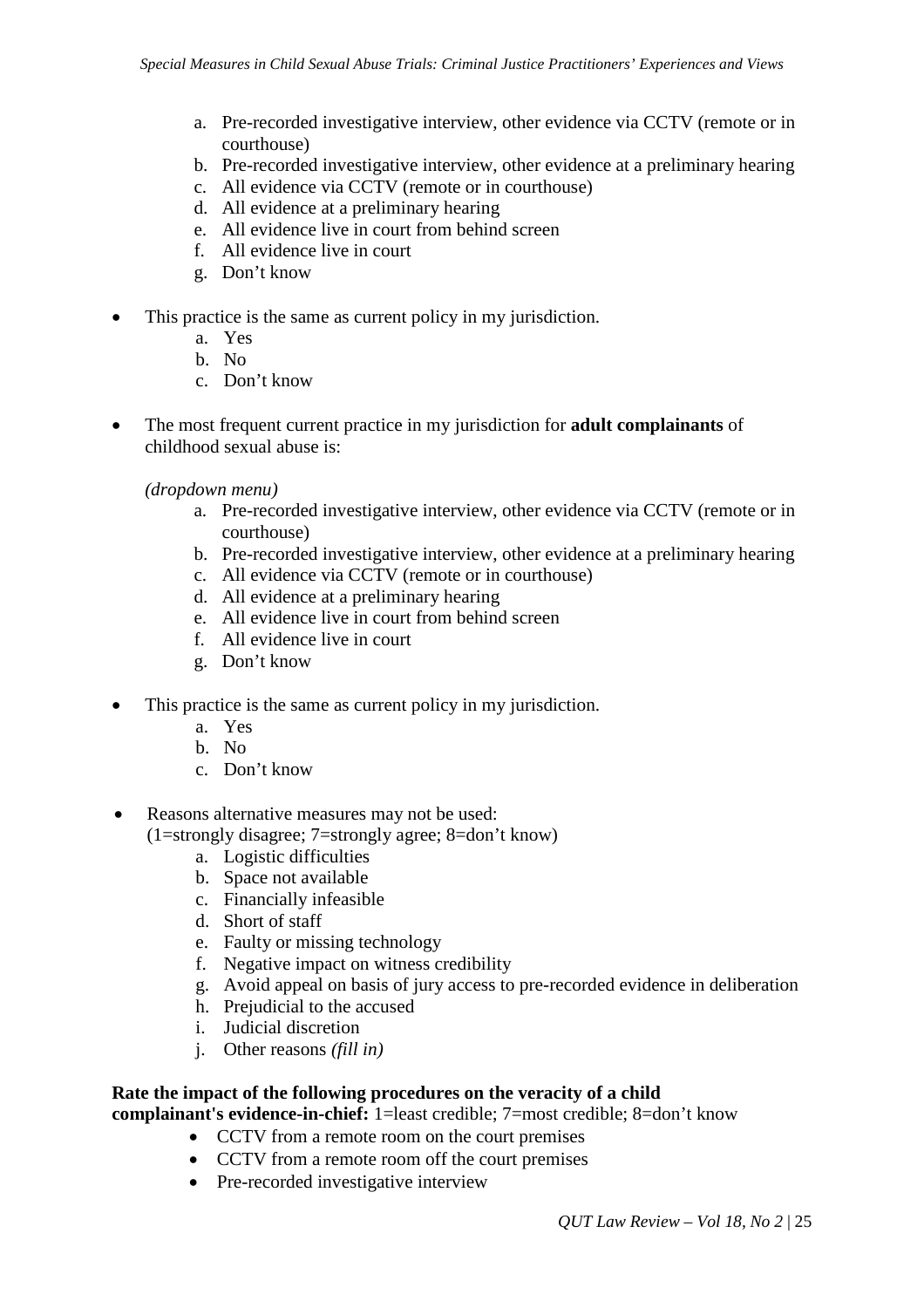a. Pre-recorded investigative interview, other evidence via CCTV (remote or in courthouse)
   b. Pre-recorded investigative interview, other evidence at a preliminary hearing
   c. All evidence via CCTV (remote or in courthouse)
   d. All evidence at a preliminary hearing
   e. All evidence live in court from behind screen
   f. All evidence live in court
   g. Don't know

- This practice is the same as current policy in my jurisdiction.
   a. Yes
   b. No
   c. Don't know

- The most frequent current practice in my jurisdiction for **adult complainants** of childhood sexual abuse is:

  *(dropdown menu)*
   a. Pre-recorded investigative interview, other evidence via CCTV (remote or in courthouse)
   b. Pre-recorded investigative interview, other evidence at a preliminary hearing
   c. All evidence via CCTV (remote or in courthouse)
   d. All evidence at a preliminary hearing
   e. All evidence live in court from behind screen
   f. All evidence live in court
   g. Don't know

- This practice is the same as current policy in my jurisdiction.
   a. Yes
   b. No
   c. Don't know

- Reasons alternative measures may not be used:
  (1=strongly disagree; 7=strongly agree; 8=don't know)
   a. Logistic difficulties
   b. Space not available
   c. Financially infeasible
   d. Short of staff
   e. Faulty or missing technology
   f. Negative impact on witness credibility
   g. Avoid appeal on basis of jury access to pre-recorded evidence in deliberation
   h. Prejudicial to the accused
   i. Judicial discretion
   j. Other reasons *(fill in)*

**Rate the impact of the following procedures on the veracity of a child complainant's evidence-in-chief:** 1=least credible; 7=most credible; 8=don't know

- CCTV from a remote room on the court premises
- CCTV from a remote room off the court premises
- Pre-recorded investigative interview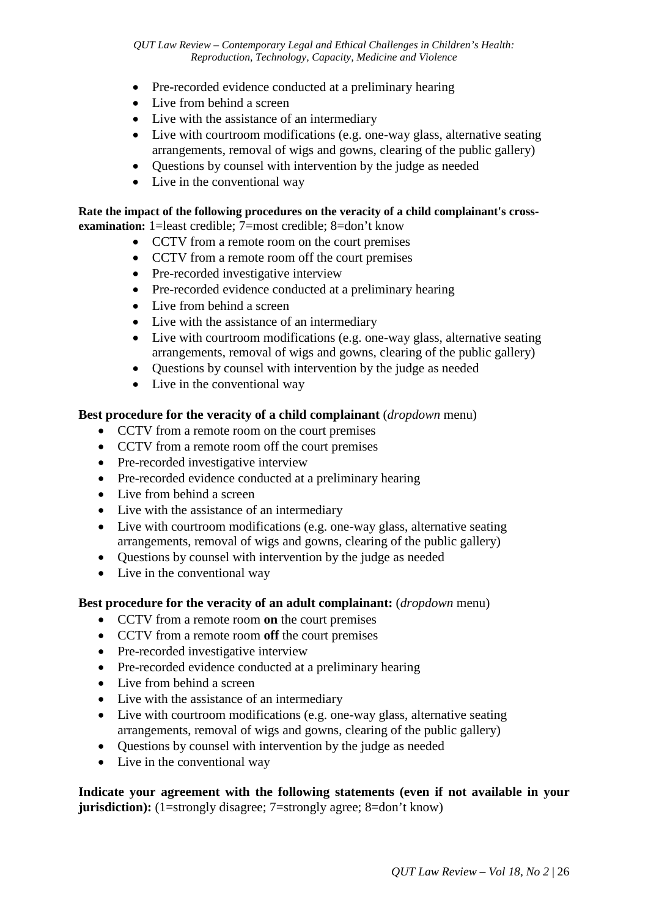- Pre-recorded evidence conducted at a preliminary hearing
- Live from behind a screen
- Live with the assistance of an intermediary
- Live with courtroom modifications (e.g. one-way glass, alternative seating arrangements, removal of wigs and gowns, clearing of the public gallery)
- Questions by counsel with intervention by the judge as needed
- Live in the conventional way

**Rate the impact of the following procedures on the veracity of a child complainant's cross-examination:** 1=least credible; 7=most credible; 8=don't know

- CCTV from a remote room on the court premises
- CCTV from a remote room off the court premises
- Pre-recorded investigative interview
- Pre-recorded evidence conducted at a preliminary hearing
- Live from behind a screen
- Live with the assistance of an intermediary
- Live with courtroom modifications (e.g. one-way glass, alternative seating arrangements, removal of wigs and gowns, clearing of the public gallery)
- Questions by counsel with intervention by the judge as needed
- Live in the conventional way

**Best procedure for the veracity of a child complainant** (*dropdown* menu)

- CCTV from a remote room on the court premises
- CCTV from a remote room off the court premises
- Pre-recorded investigative interview
- Pre-recorded evidence conducted at a preliminary hearing
- Live from behind a screen
- Live with the assistance of an intermediary
- Live with courtroom modifications (e.g. one-way glass, alternative seating arrangements, removal of wigs and gowns, clearing of the public gallery)
- Questions by counsel with intervention by the judge as needed
- Live in the conventional way

**Best procedure for the veracity of an adult complainant:** (*dropdown* menu)

- CCTV from a remote room **on** the court premises
- CCTV from a remote room **off** the court premises
- Pre-recorded investigative interview
- Pre-recorded evidence conducted at a preliminary hearing
- Live from behind a screen
- Live with the assistance of an intermediary
- Live with courtroom modifications (e.g. one-way glass, alternative seating arrangements, removal of wigs and gowns, clearing of the public gallery)
- Questions by counsel with intervention by the judge as needed
- Live in the conventional way

**Indicate your agreement with the following statements (even if not available in your jurisdiction):** (1=strongly disagree; 7=strongly agree; 8=don't know)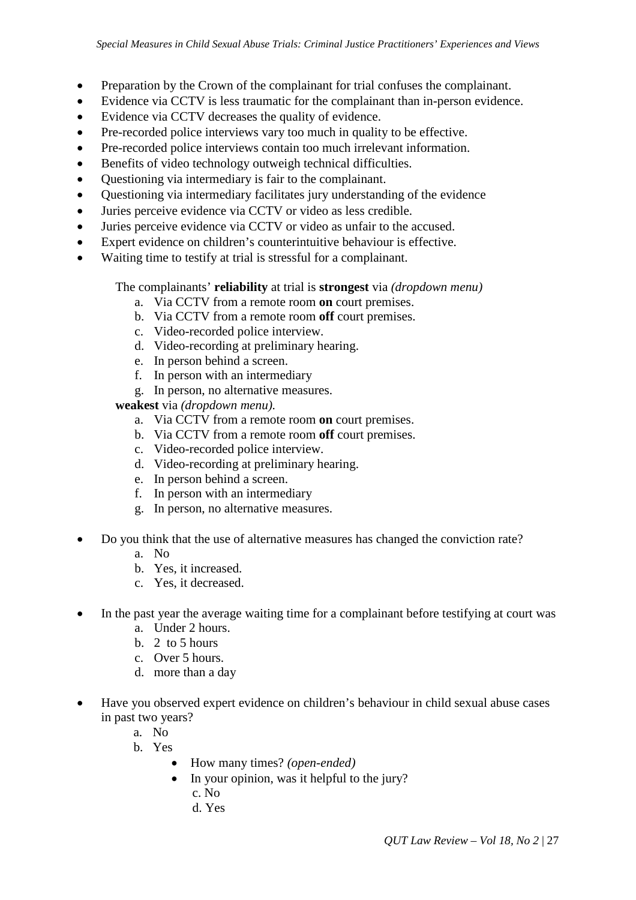- Preparation by the Crown of the complainant for trial confuses the complainant.
- Evidence via CCTV is less traumatic for the complainant than in-person evidence.
- Evidence via CCTV decreases the quality of evidence.
- Pre-recorded police interviews vary too much in quality to be effective.
- Pre-recorded police interviews contain too much irrelevant information.
- Benefits of video technology outweigh technical difficulties.
- Questioning via intermediary is fair to the complainant.
- Questioning via intermediary facilitates jury understanding of the evidence
- Juries perceive evidence via CCTV or video as less credible.
- Juries perceive evidence via CCTV or video as unfair to the accused.
- Expert evidence on children's counterintuitive behaviour is effective.
- Waiting time to testify at trial is stressful for a complainant.

The complainants' **reliability** at trial is **strongest** via *(dropdown menu)*

a. Via CCTV from a remote room **on** court premises.
b. Via CCTV from a remote room **off** court premises.
c. Video-recorded police interview.
d. Video-recording at preliminary hearing.
e. In person behind a screen.
f. In person with an intermediary
g. In person, no alternative measures.

**weakest** via *(dropdown menu).*

a. Via CCTV from a remote room **on** court premises.
b. Via CCTV from a remote room **off** court premises.
c. Video-recorded police interview.
d. Video-recording at preliminary hearing.
e. In person behind a screen.
f. In person with an intermediary
g. In person, no alternative measures.

- Do you think that the use of alternative measures has changed the conviction rate?
  a. No
  b. Yes, it increased.
  c. Yes, it decreased.

- In the past year the average waiting time for a complainant before testifying at court was
  a. Under 2 hours.
  b. 2 to 5 hours
  c. Over 5 hours.
  d. more than a day

- Have you observed expert evidence on children's behaviour in child sexual abuse cases in past two years?
  a. No
  b. Yes
     - How many times? *(open-ended)*
     - In your opinion, was it helpful to the jury?
       c. No
       d. Yes